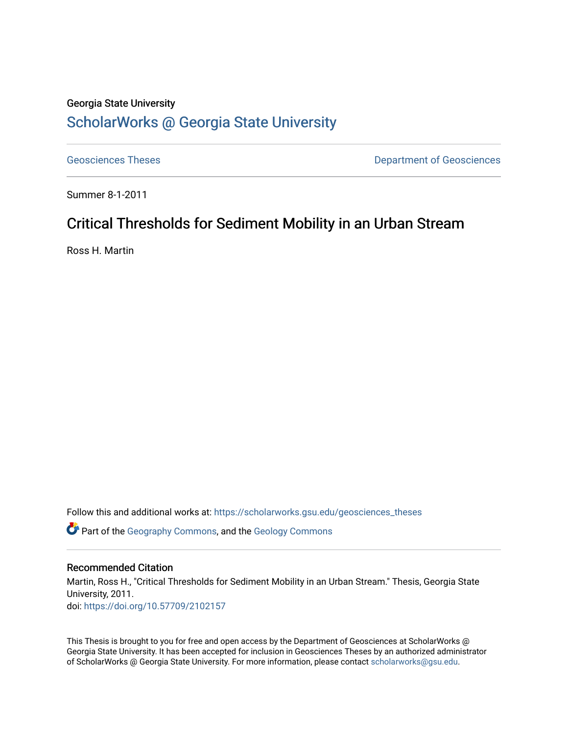Georgia State University

# ScholarWorks @ Georgia State University

Geosciences Theses | Department of Geosciences

Summer 8-1-2011

## Critical Thresholds for Sediment Mobility in an Urban Stream

Ross H. Martin

Follow this and additional works at: https://scholarworks.gsu.edu/geosciences_theses

Part of the Geography Commons, and the Geology Commons

### Recommended Citation

Martin, Ross H., "Critical Thresholds for Sediment Mobility in an Urban Stream." Thesis, Georgia State University, 2011.
doi: https://doi.org/10.57709/2102157

This Thesis is brought to you for free and open access by the Department of Geosciences at ScholarWorks @ Georgia State University. It has been accepted for inclusion in Geosciences Theses by an authorized administrator of ScholarWorks @ Georgia State University. For more information, please contact scholarworks@gsu.edu.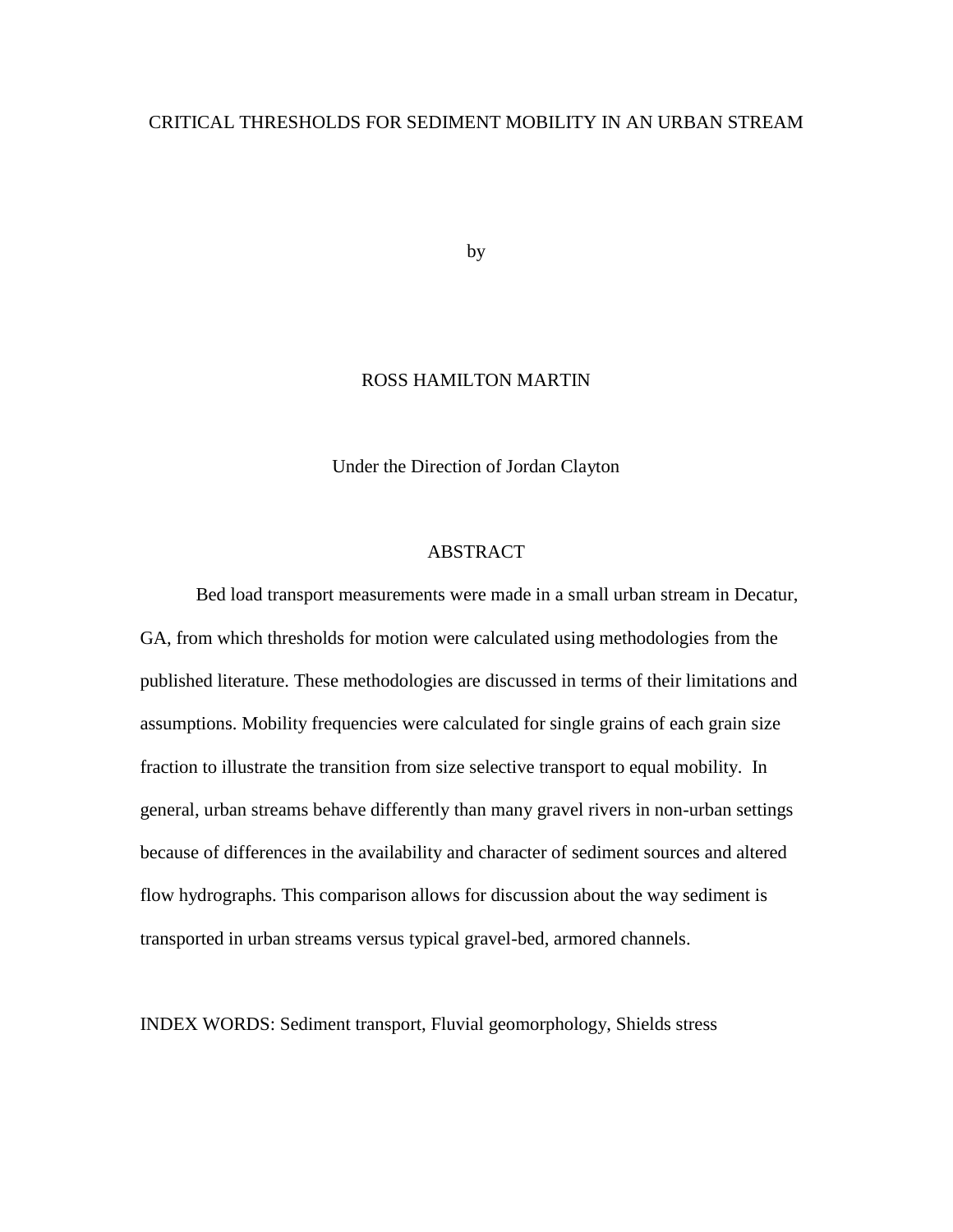# CRITICAL THRESHOLDS FOR SEDIMENT MOBILITY IN AN URBAN STREAM

by

ROSS HAMILTON MARTIN

Under the Direction of Jordan Clayton

## ABSTRACT

Bed load transport measurements were made in a small urban stream in Decatur, GA, from which thresholds for motion were calculated using methodologies from the published literature. These methodologies are discussed in terms of their limitations and assumptions. Mobility frequencies were calculated for single grains of each grain size fraction to illustrate the transition from size selective transport to equal mobility. In general, urban streams behave differently than many gravel rivers in non-urban settings because of differences in the availability and character of sediment sources and altered flow hydrographs. This comparison allows for discussion about the way sediment is transported in urban streams versus typical gravel-bed, armored channels.

INDEX WORDS: Sediment transport, Fluvial geomorphology, Shields stress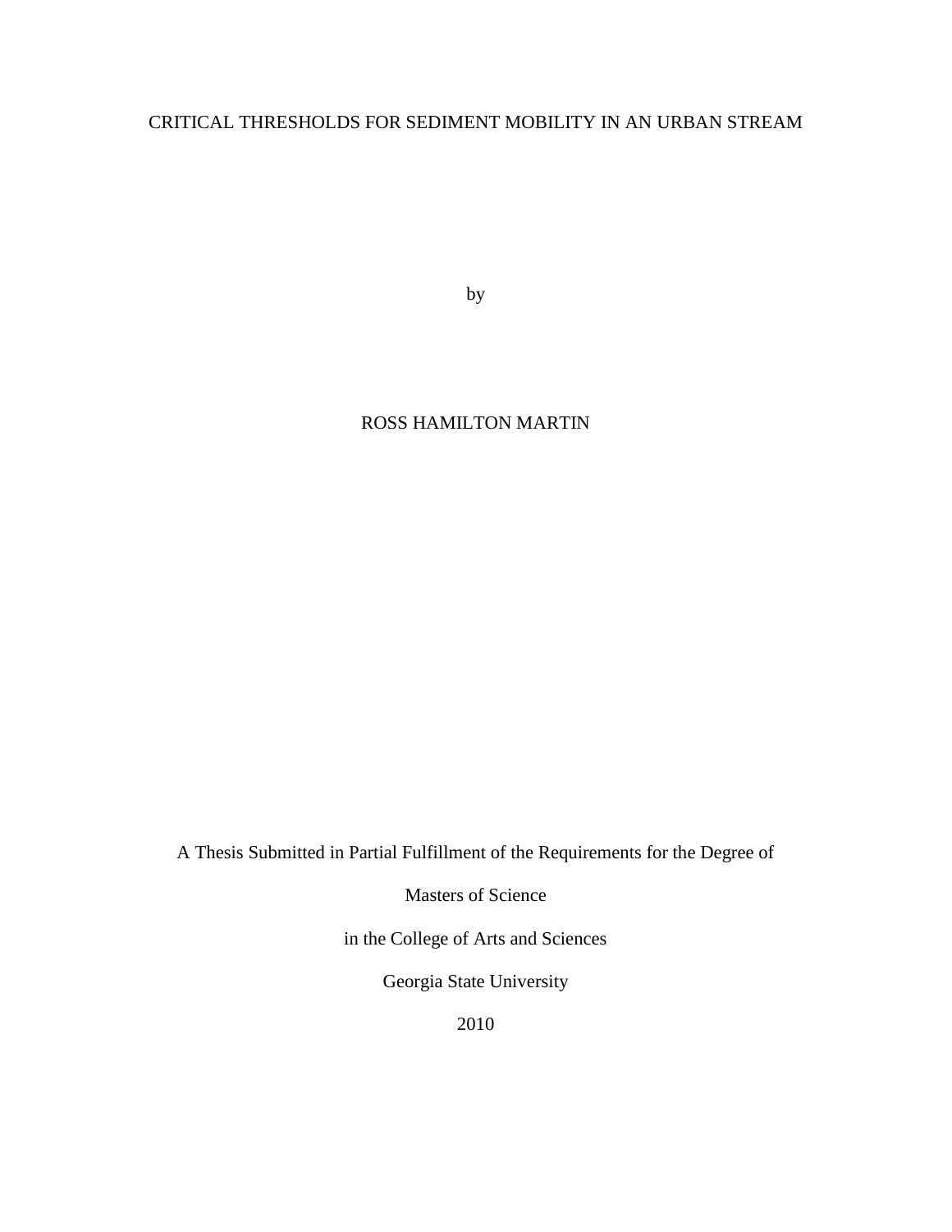# CRITICAL THRESHOLDS FOR SEDIMENT MOBILITY IN AN URBAN STREAM

by

ROSS HAMILTON MARTIN

A Thesis Submitted in Partial Fulfillment of the Requirements for the Degree of

Masters of Science

in the College of Arts and Sciences

Georgia State University

2010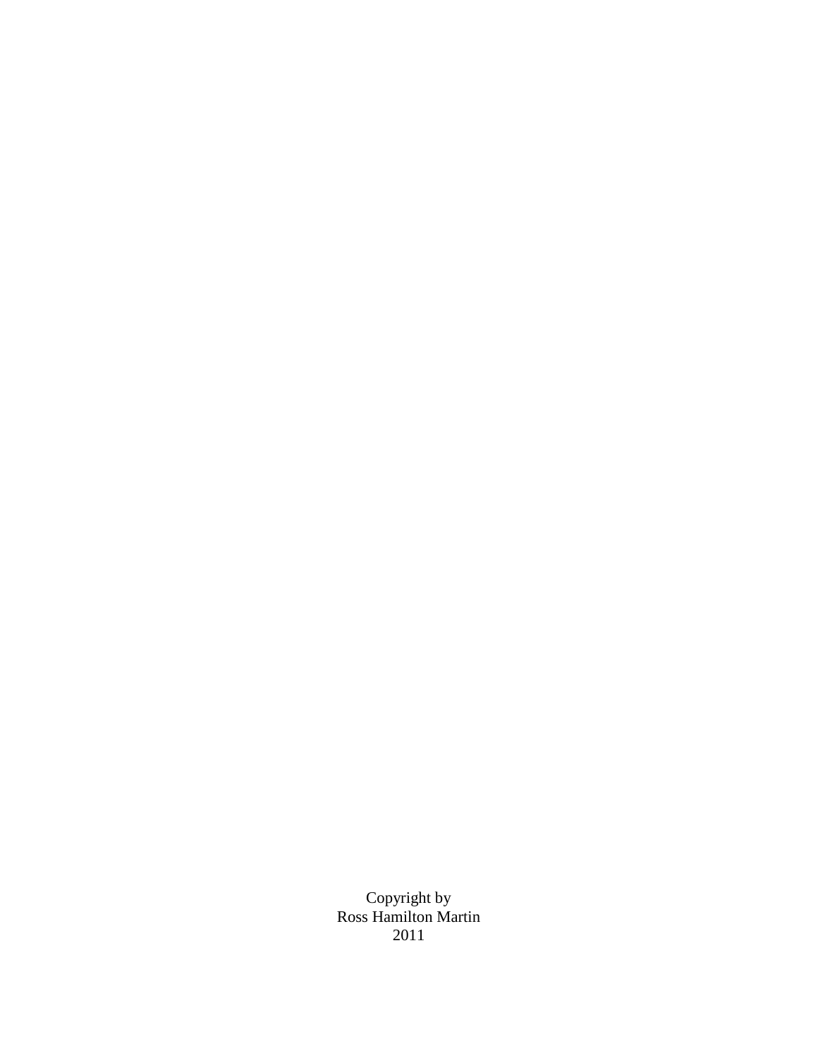Copyright by
Ross Hamilton Martin
2011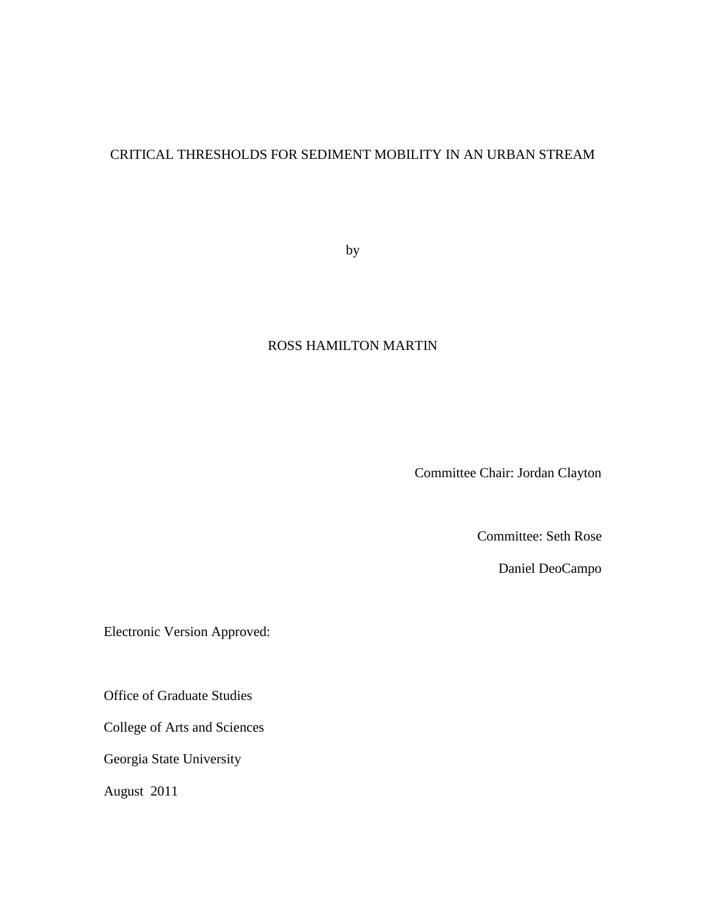CRITICAL THRESHOLDS FOR SEDIMENT MOBILITY IN AN URBAN STREAM

by

ROSS HAMILTON MARTIN

Committee Chair: Jordan Clayton

Committee: Seth Rose

Daniel DeoCampo

Electronic Version Approved:

Office of Graduate Studies

College of Arts and Sciences

Georgia State University

August 2011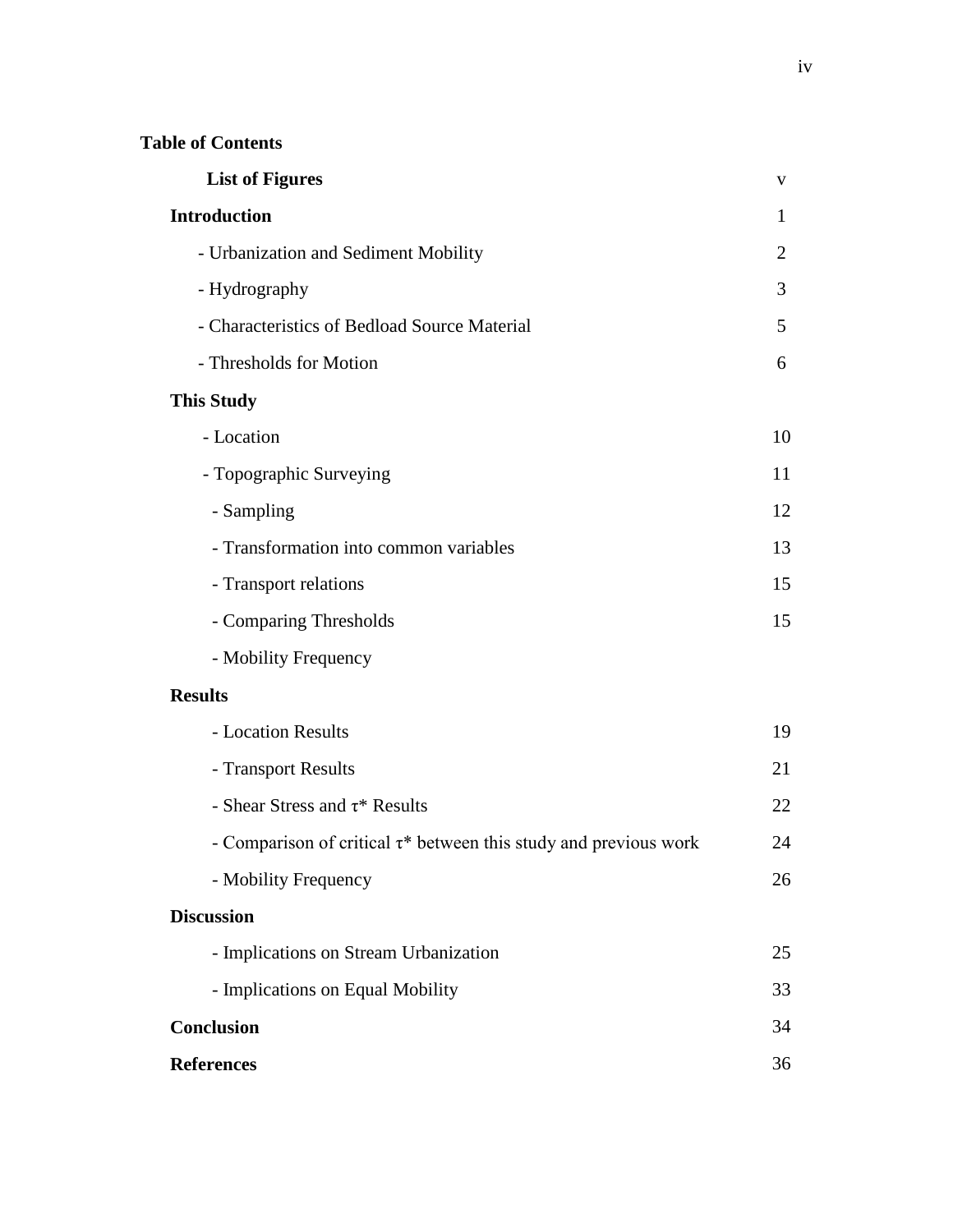**Table of Contents**

| | |
|---|---|
| **List of Figures** | v |
| **Introduction** | 1 |
| - Urbanization and Sediment Mobility | 2 |
| - Hydrography | 3 |
| - Characteristics of Bedload Source Material | 5 |
| - Thresholds for Motion | 6 |
| **This Study** | |
| - Location | 10 |
| - Topographic Surveying | 11 |
| - Sampling | 12 |
| - Transformation into common variables | 13 |
| - Transport relations | 15 |
| - Comparing Thresholds | 15 |
| - Mobility Frequency | |
| **Results** | |
| - Location Results | 19 |
| - Transport Results | 21 |
| - Shear Stress and $\tau$* Results | 22 |
| - Comparison of critical $\tau$* between this study and previous work | 24 |
| - Mobility Frequency | 26 |
| **Discussion** | |
| - Implications on Stream Urbanization | 25 |
| - Implications on Equal Mobility | 33 |
| **Conclusion** | 34 |
| **References** | 36 |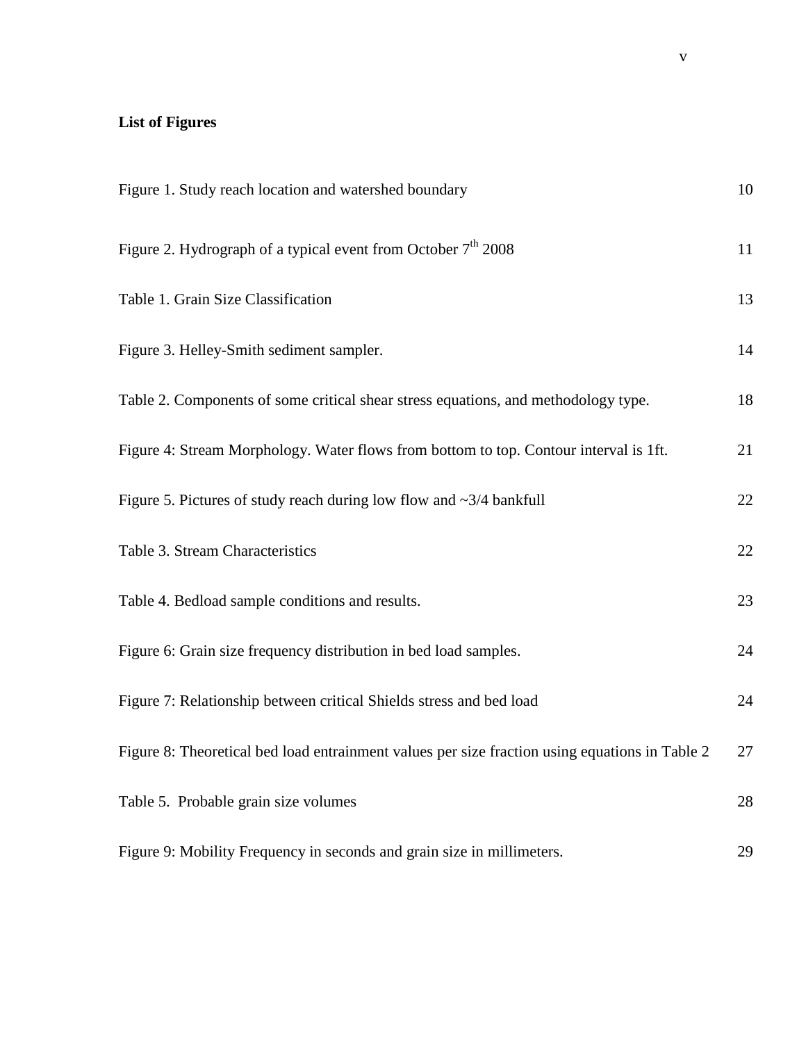## List of Figures

| | |
|---|---|
| Figure 1. Study reach location and watershed boundary | 10 |
| Figure 2. Hydrograph of a typical event from October $7^{th}$ 2008 | 11 |
| Table 1. Grain Size Classification | 13 |
| Figure 3. Helley-Smith sediment sampler. | 14 |
| Table 2. Components of some critical shear stress equations, and methodology type. | 18 |
| Figure 4: Stream Morphology. Water flows from bottom to top. Contour interval is 1ft. | 21 |
| Figure 5. Pictures of study reach during low flow and ~3/4 bankfull | 22 |
| Table 3. Stream Characteristics | 22 |
| Table 4. Bedload sample conditions and results. | 23 |
| Figure 6: Grain size frequency distribution in bed load samples. | 24 |
| Figure 7: Relationship between critical Shields stress and bed load | 24 |
| Figure 8: Theoretical bed load entrainment values per size fraction using equations in Table 2 | 27 |
| Table 5. Probable grain size volumes | 28 |
| Figure 9: Mobility Frequency in seconds and grain size in millimeters. | 29 |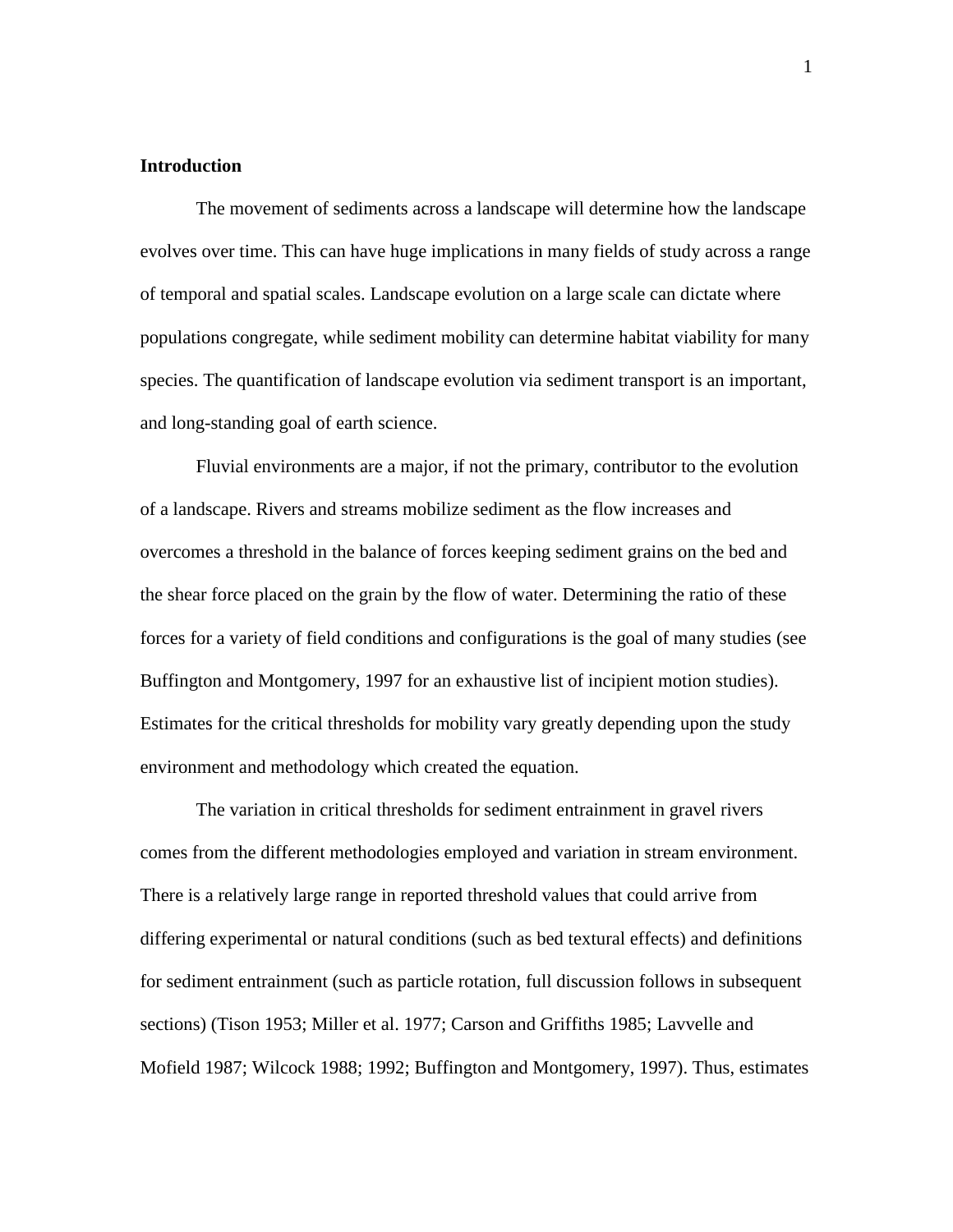## Introduction

The movement of sediments across a landscape will determine how the landscape evolves over time. This can have huge implications in many fields of study across a range of temporal and spatial scales. Landscape evolution on a large scale can dictate where populations congregate, while sediment mobility can determine habitat viability for many species. The quantification of landscape evolution via sediment transport is an important, and long-standing goal of earth science.

Fluvial environments are a major, if not the primary, contributor to the evolution of a landscape. Rivers and streams mobilize sediment as the flow increases and overcomes a threshold in the balance of forces keeping sediment grains on the bed and the shear force placed on the grain by the flow of water. Determining the ratio of these forces for a variety of field conditions and configurations is the goal of many studies (see Buffington and Montgomery, 1997 for an exhaustive list of incipient motion studies). Estimates for the critical thresholds for mobility vary greatly depending upon the study environment and methodology which created the equation.

The variation in critical thresholds for sediment entrainment in gravel rivers comes from the different methodologies employed and variation in stream environment. There is a relatively large range in reported threshold values that could arrive from differing experimental or natural conditions (such as bed textural effects) and definitions for sediment entrainment (such as particle rotation, full discussion follows in subsequent sections) (Tison 1953; Miller et al. 1977; Carson and Griffiths 1985; Lavvelle and Mofield 1987; Wilcock 1988; 1992; Buffington and Montgomery, 1997). Thus, estimates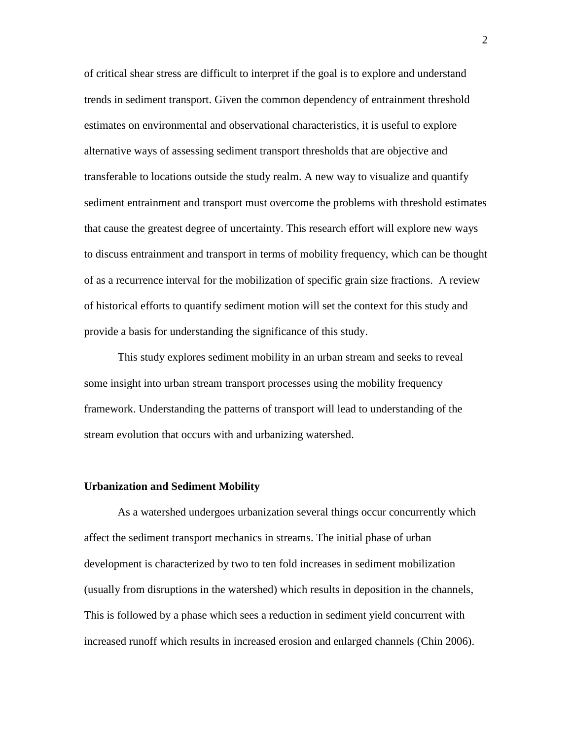of critical shear stress are difficult to interpret if the goal is to explore and understand trends in sediment transport. Given the common dependency of entrainment threshold estimates on environmental and observational characteristics, it is useful to explore alternative ways of assessing sediment transport thresholds that are objective and transferable to locations outside the study realm. A new way to visualize and quantify sediment entrainment and transport must overcome the problems with threshold estimates that cause the greatest degree of uncertainty. This research effort will explore new ways to discuss entrainment and transport in terms of mobility frequency, which can be thought of as a recurrence interval for the mobilization of specific grain size fractions.  A review of historical efforts to quantify sediment motion will set the context for this study and provide a basis for understanding the significance of this study.

This study explores sediment mobility in an urban stream and seeks to reveal some insight into urban stream transport processes using the mobility frequency framework. Understanding the patterns of transport will lead to understanding of the stream evolution that occurs with and urbanizing watershed.

**Urbanization and Sediment Mobility**

As a watershed undergoes urbanization several things occur concurrently which affect the sediment transport mechanics in streams. The initial phase of urban development is characterized by two to ten fold increases in sediment mobilization (usually from disruptions in the watershed) which results in deposition in the channels, This is followed by a phase which sees a reduction in sediment yield concurrent with increased runoff which results in increased erosion and enlarged channels (Chin 2006).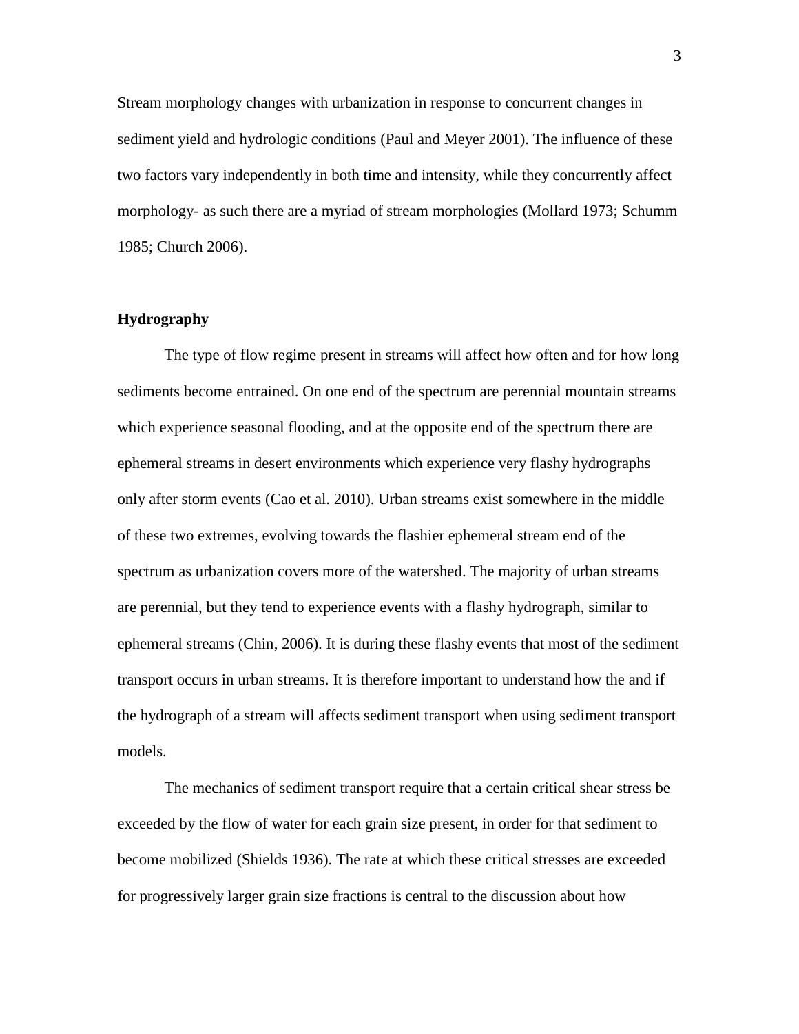Stream morphology changes with urbanization in response to concurrent changes in sediment yield and hydrologic conditions (Paul and Meyer 2001). The influence of these two factors vary independently in both time and intensity, while they concurrently affect morphology- as such there are a myriad of stream morphologies (Mollard 1973; Schumm 1985; Church 2006).

**Hydrography**

The type of flow regime present in streams will affect how often and for how long sediments become entrained. On one end of the spectrum are perennial mountain streams which experience seasonal flooding, and at the opposite end of the spectrum there are ephemeral streams in desert environments which experience very flashy hydrographs only after storm events (Cao et al. 2010). Urban streams exist somewhere in the middle of these two extremes, evolving towards the flashier ephemeral stream end of the spectrum as urbanization covers more of the watershed. The majority of urban streams are perennial, but they tend to experience events with a flashy hydrograph, similar to ephemeral streams (Chin, 2006). It is during these flashy events that most of the sediment transport occurs in urban streams. It is therefore important to understand how the and if the hydrograph of a stream will affects sediment transport when using sediment transport models.

The mechanics of sediment transport require that a certain critical shear stress be exceeded by the flow of water for each grain size present, in order for that sediment to become mobilized (Shields 1936). The rate at which these critical stresses are exceeded for progressively larger grain size fractions is central to the discussion about how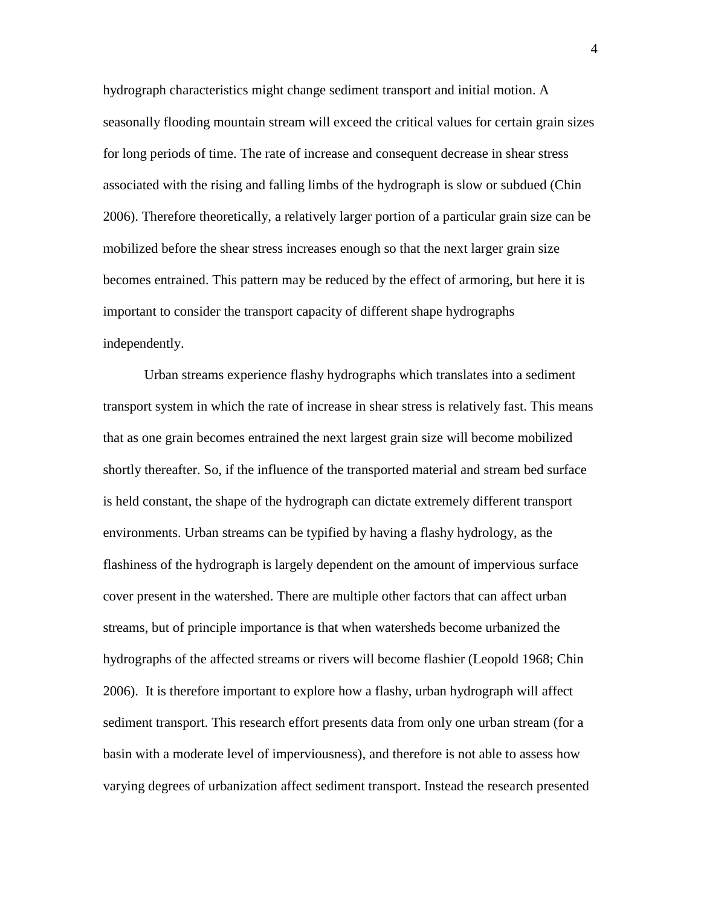hydrograph characteristics might change sediment transport and initial motion. A seasonally flooding mountain stream will exceed the critical values for certain grain sizes for long periods of time. The rate of increase and consequent decrease in shear stress associated with the rising and falling limbs of the hydrograph is slow or subdued (Chin 2006). Therefore theoretically, a relatively larger portion of a particular grain size can be mobilized before the shear stress increases enough so that the next larger grain size becomes entrained. This pattern may be reduced by the effect of armoring, but here it is important to consider the transport capacity of different shape hydrographs independently.

Urban streams experience flashy hydrographs which translates into a sediment transport system in which the rate of increase in shear stress is relatively fast. This means that as one grain becomes entrained the next largest grain size will become mobilized shortly thereafter. So, if the influence of the transported material and stream bed surface is held constant, the shape of the hydrograph can dictate extremely different transport environments. Urban streams can be typified by having a flashy hydrology, as the flashiness of the hydrograph is largely dependent on the amount of impervious surface cover present in the watershed. There are multiple other factors that can affect urban streams, but of principle importance is that when watersheds become urbanized the hydrographs of the affected streams or rivers will become flashier (Leopold 1968; Chin 2006). It is therefore important to explore how a flashy, urban hydrograph will affect sediment transport. This research effort presents data from only one urban stream (for a basin with a moderate level of imperviousness), and therefore is not able to assess how varying degrees of urbanization affect sediment transport. Instead the research presented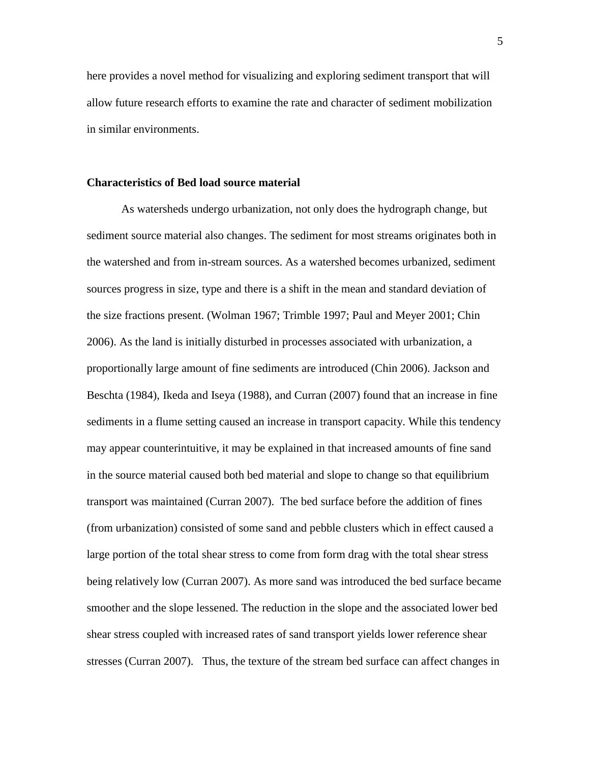here provides a novel method for visualizing and exploring sediment transport that will allow future research efforts to examine the rate and character of sediment mobilization in similar environments.

## Characteristics of Bed load source material

As watersheds undergo urbanization, not only does the hydrograph change, but sediment source material also changes. The sediment for most streams originates both in the watershed and from in-stream sources. As a watershed becomes urbanized, sediment sources progress in size, type and there is a shift in the mean and standard deviation of the size fractions present. (Wolman 1967; Trimble 1997; Paul and Meyer 2001; Chin 2006). As the land is initially disturbed in processes associated with urbanization, a proportionally large amount of fine sediments are introduced (Chin 2006). Jackson and Beschta (1984), Ikeda and Iseya (1988), and Curran (2007) found that an increase in fine sediments in a flume setting caused an increase in transport capacity. While this tendency may appear counterintuitive, it may be explained in that increased amounts of fine sand in the source material caused both bed material and slope to change so that equilibrium transport was maintained (Curran 2007). The bed surface before the addition of fines (from urbanization) consisted of some sand and pebble clusters which in effect caused a large portion of the total shear stress to come from form drag with the total shear stress being relatively low (Curran 2007). As more sand was introduced the bed surface became smoother and the slope lessened. The reduction in the slope and the associated lower bed shear stress coupled with increased rates of sand transport yields lower reference shear stresses (Curran 2007). Thus, the texture of the stream bed surface can affect changes in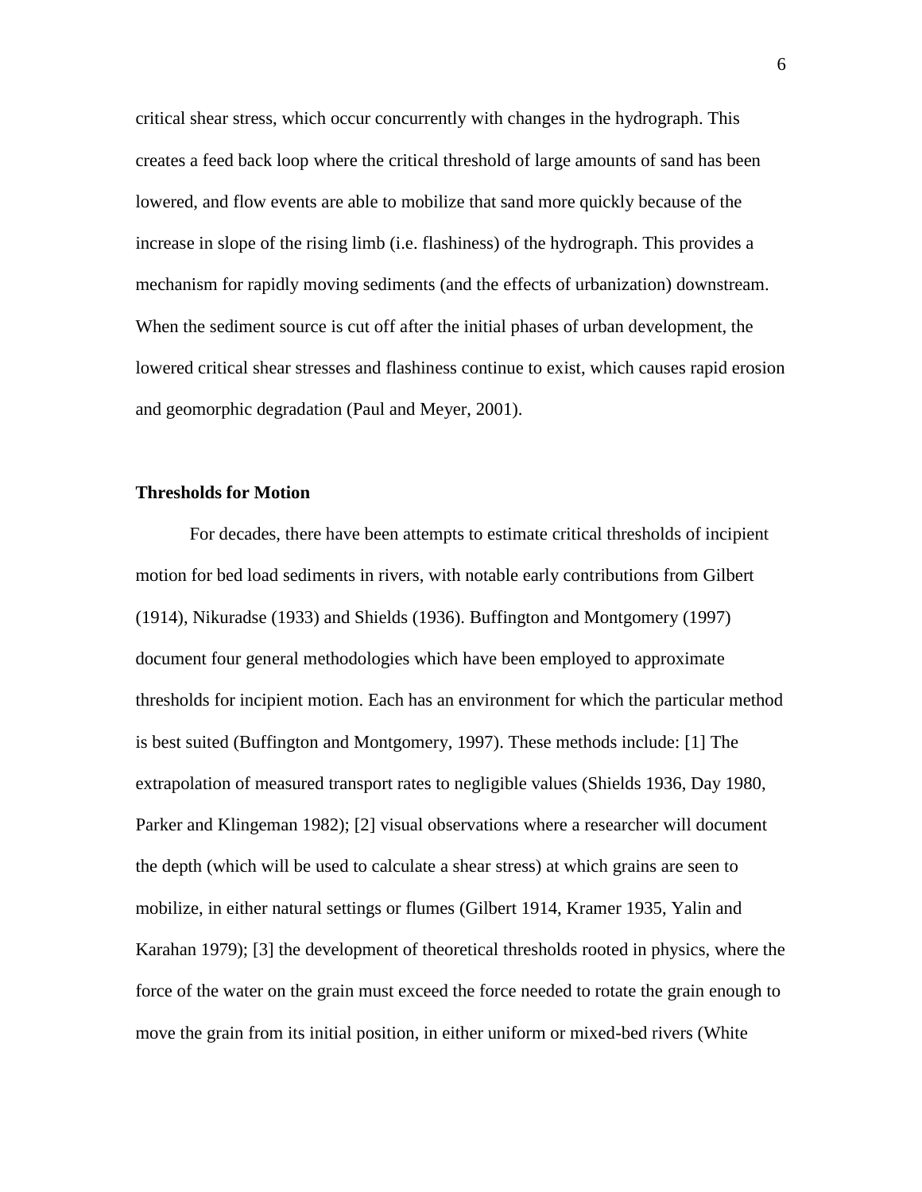critical shear stress, which occur concurrently with changes in the hydrograph. This creates a feed back loop where the critical threshold of large amounts of sand has been lowered, and flow events are able to mobilize that sand more quickly because of the increase in slope of the rising limb (i.e. flashiness) of the hydrograph. This provides a mechanism for rapidly moving sediments (and the effects of urbanization) downstream. When the sediment source is cut off after the initial phases of urban development, the lowered critical shear stresses and flashiness continue to exist, which causes rapid erosion and geomorphic degradation (Paul and Meyer, 2001).

**Thresholds for Motion**

For decades, there have been attempts to estimate critical thresholds of incipient motion for bed load sediments in rivers, with notable early contributions from Gilbert (1914), Nikuradse (1933) and Shields (1936). Buffington and Montgomery (1997) document four general methodologies which have been employed to approximate thresholds for incipient motion. Each has an environment for which the particular method is best suited (Buffington and Montgomery, 1997). These methods include: [1] The extrapolation of measured transport rates to negligible values (Shields 1936, Day 1980, Parker and Klingeman 1982); [2] visual observations where a researcher will document the depth (which will be used to calculate a shear stress) at which grains are seen to mobilize, in either natural settings or flumes (Gilbert 1914, Kramer 1935, Yalin and Karahan 1979); [3] the development of theoretical thresholds rooted in physics, where the force of the water on the grain must exceed the force needed to rotate the grain enough to move the grain from its initial position, in either uniform or mixed-bed rivers (White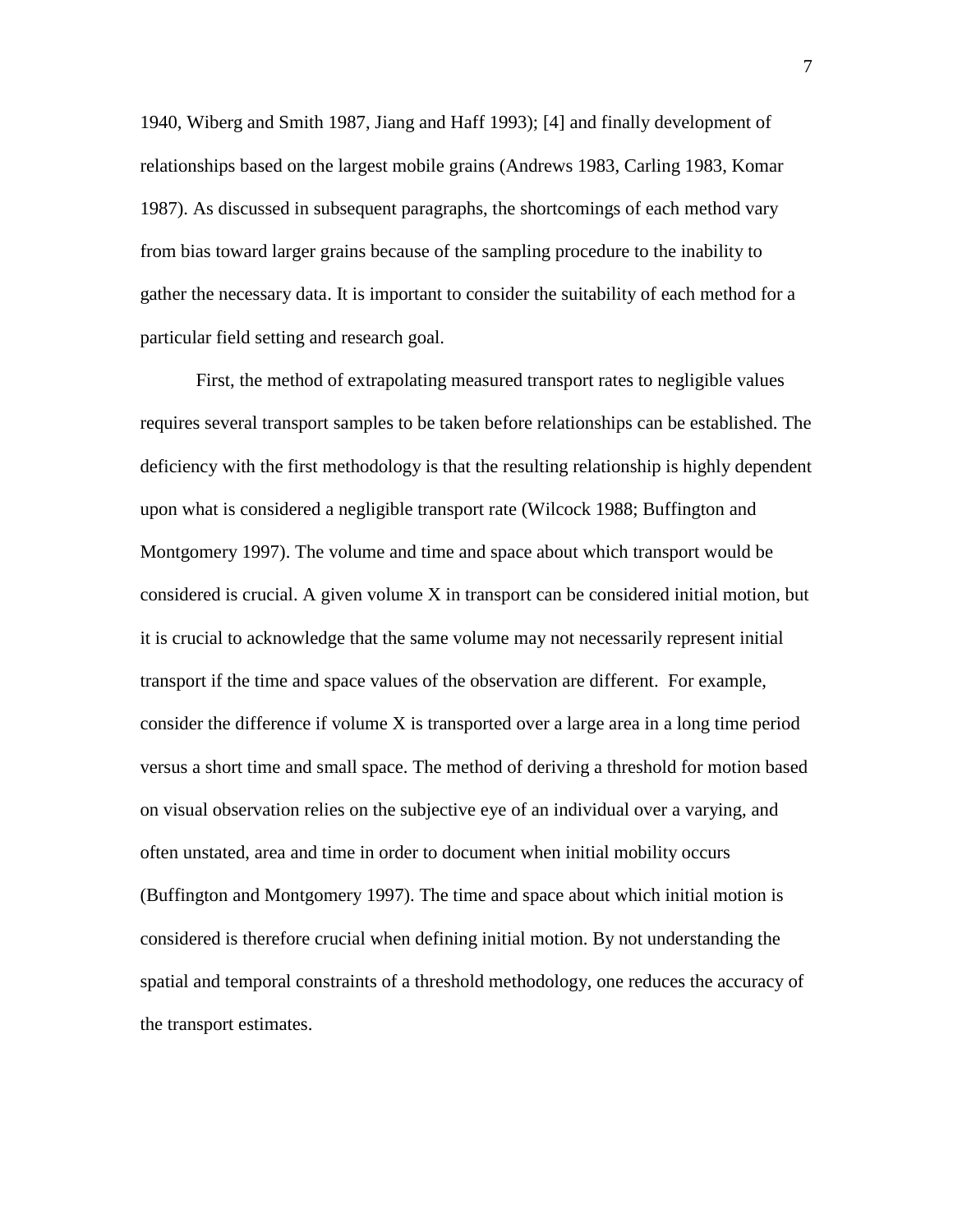1940, Wiberg and Smith 1987, Jiang and Haff 1993); [4] and finally development of relationships based on the largest mobile grains (Andrews 1983, Carling 1983, Komar 1987). As discussed in subsequent paragraphs, the shortcomings of each method vary from bias toward larger grains because of the sampling procedure to the inability to gather the necessary data. It is important to consider the suitability of each method for a particular field setting and research goal.

First, the method of extrapolating measured transport rates to negligible values requires several transport samples to be taken before relationships can be established. The deficiency with the first methodology is that the resulting relationship is highly dependent upon what is considered a negligible transport rate (Wilcock 1988; Buffington and Montgomery 1997). The volume and time and space about which transport would be considered is crucial. A given volume X in transport can be considered initial motion, but it is crucial to acknowledge that the same volume may not necessarily represent initial transport if the time and space values of the observation are different. For example, consider the difference if volume X is transported over a large area in a long time period versus a short time and small space. The method of deriving a threshold for motion based on visual observation relies on the subjective eye of an individual over a varying, and often unstated, area and time in order to document when initial mobility occurs (Buffington and Montgomery 1997). The time and space about which initial motion is considered is therefore crucial when defining initial motion. By not understanding the spatial and temporal constraints of a threshold methodology, one reduces the accuracy of the transport estimates.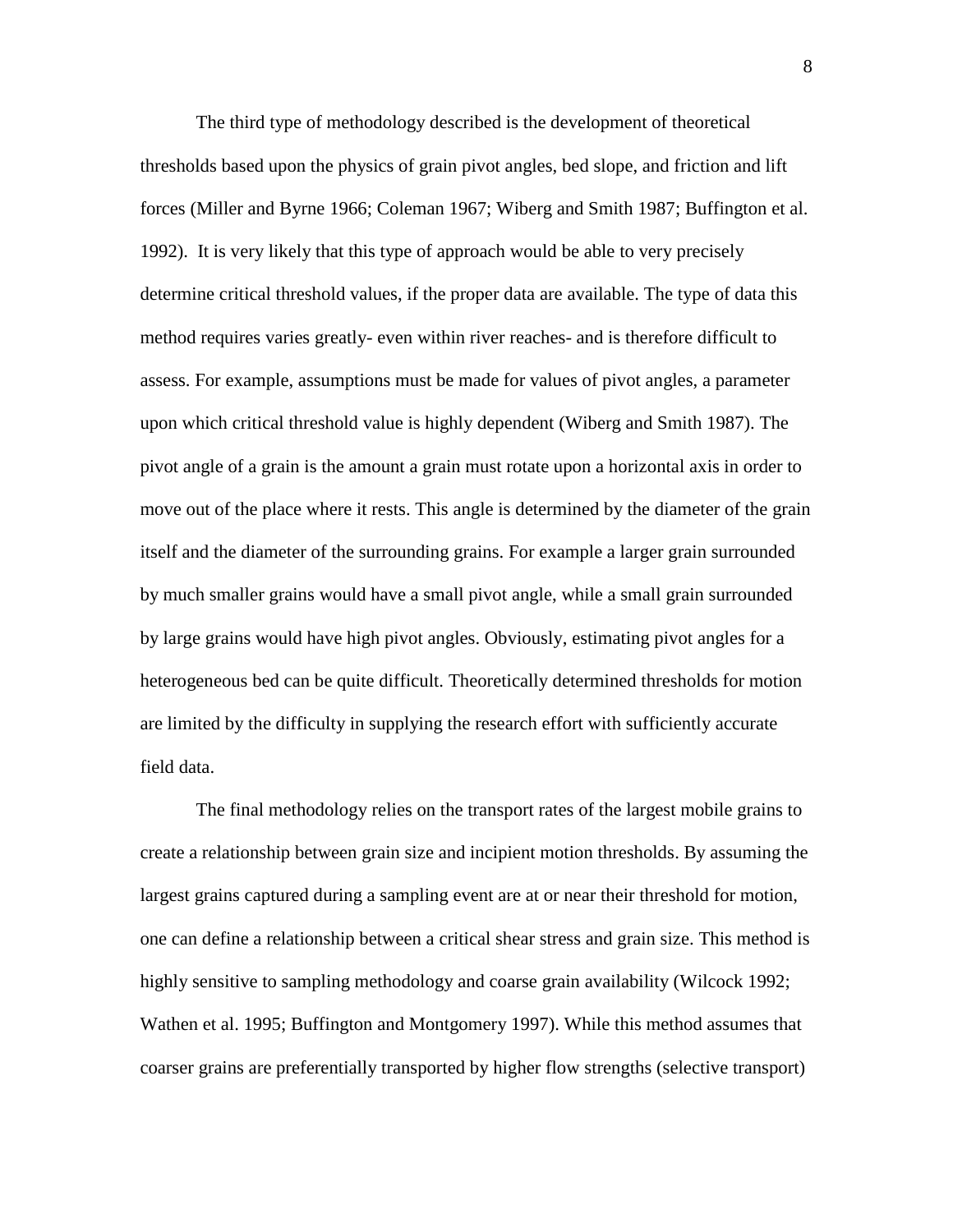The third type of methodology described is the development of theoretical thresholds based upon the physics of grain pivot angles, bed slope, and friction and lift forces (Miller and Byrne 1966; Coleman 1967; Wiberg and Smith 1987; Buffington et al. 1992). It is very likely that this type of approach would be able to very precisely determine critical threshold values, if the proper data are available. The type of data this method requires varies greatly- even within river reaches- and is therefore difficult to assess. For example, assumptions must be made for values of pivot angles, a parameter upon which critical threshold value is highly dependent (Wiberg and Smith 1987). The pivot angle of a grain is the amount a grain must rotate upon a horizontal axis in order to move out of the place where it rests. This angle is determined by the diameter of the grain itself and the diameter of the surrounding grains. For example a larger grain surrounded by much smaller grains would have a small pivot angle, while a small grain surrounded by large grains would have high pivot angles. Obviously, estimating pivot angles for a heterogeneous bed can be quite difficult. Theoretically determined thresholds for motion are limited by the difficulty in supplying the research effort with sufficiently accurate field data.

The final methodology relies on the transport rates of the largest mobile grains to create a relationship between grain size and incipient motion thresholds. By assuming the largest grains captured during a sampling event are at or near their threshold for motion, one can define a relationship between a critical shear stress and grain size. This method is highly sensitive to sampling methodology and coarse grain availability (Wilcock 1992; Wathen et al. 1995; Buffington and Montgomery 1997). While this method assumes that coarser grains are preferentially transported by higher flow strengths (selective transport)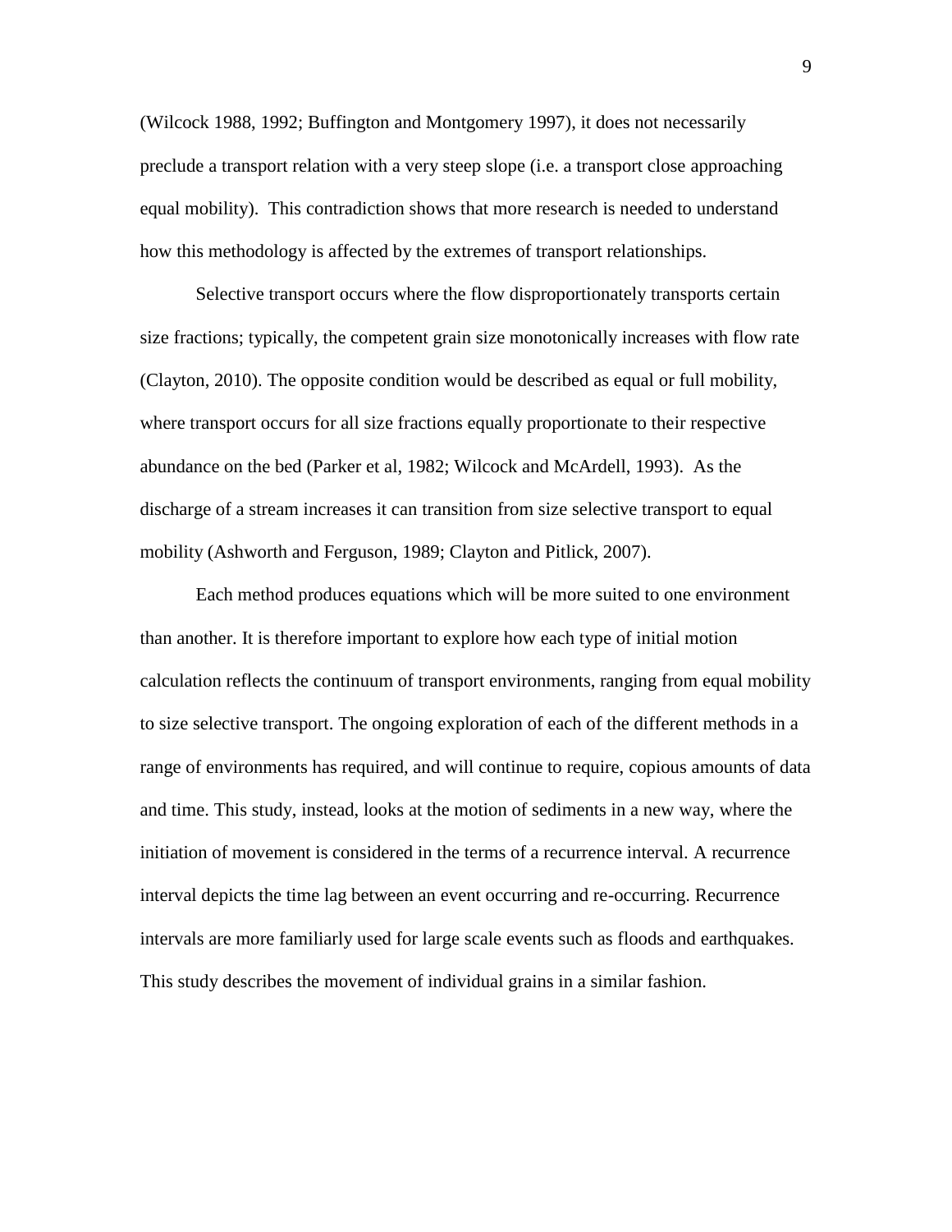(Wilcock 1988, 1992; Buffington and Montgomery 1997), it does not necessarily preclude a transport relation with a very steep slope (i.e. a transport close approaching equal mobility). This contradiction shows that more research is needed to understand how this methodology is affected by the extremes of transport relationships.

Selective transport occurs where the flow disproportionately transports certain size fractions; typically, the competent grain size monotonically increases with flow rate (Clayton, 2010). The opposite condition would be described as equal or full mobility, where transport occurs for all size fractions equally proportionate to their respective abundance on the bed (Parker et al, 1982; Wilcock and McArdell, 1993). As the discharge of a stream increases it can transition from size selective transport to equal mobility (Ashworth and Ferguson, 1989; Clayton and Pitlick, 2007).

Each method produces equations which will be more suited to one environment than another. It is therefore important to explore how each type of initial motion calculation reflects the continuum of transport environments, ranging from equal mobility to size selective transport. The ongoing exploration of each of the different methods in a range of environments has required, and will continue to require, copious amounts of data and time. This study, instead, looks at the motion of sediments in a new way, where the initiation of movement is considered in the terms of a recurrence interval. A recurrence interval depicts the time lag between an event occurring and re-occurring. Recurrence intervals are more familiarly used for large scale events such as floods and earthquakes. This study describes the movement of individual grains in a similar fashion.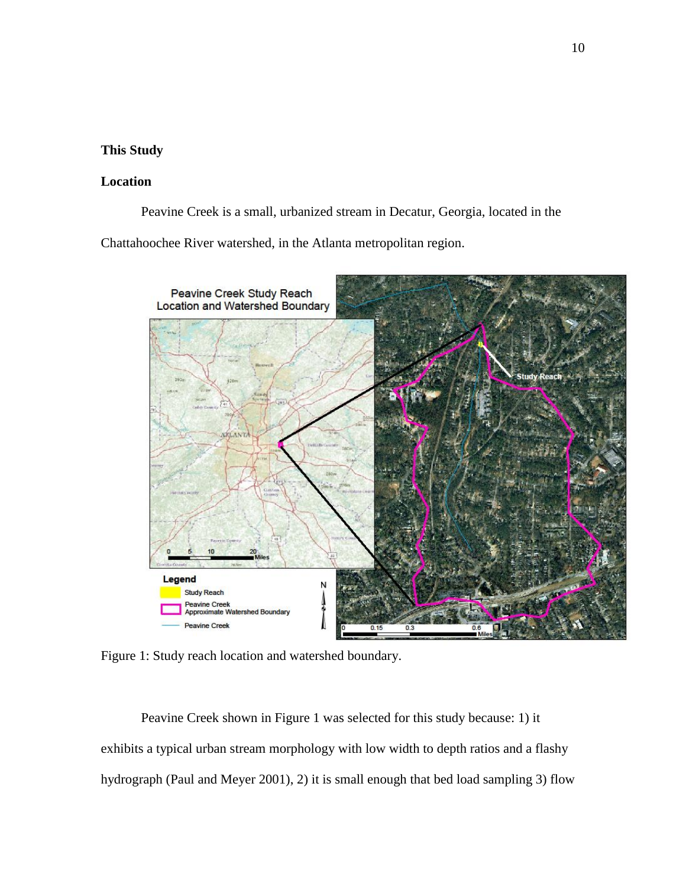## This Study

### Location

Peavine Creek is a small, urbanized stream in Decatur, Georgia, located in the Chattahoochee River watershed, in the Atlanta metropolitan region.

Figure 1: Study reach location and watershed boundary.

Peavine Creek shown in Figure 1 was selected for this study because: 1) it exhibits a typical urban stream morphology with low width to depth ratios and a flashy hydrograph (Paul and Meyer 2001), 2) it is small enough that bed load sampling 3) flow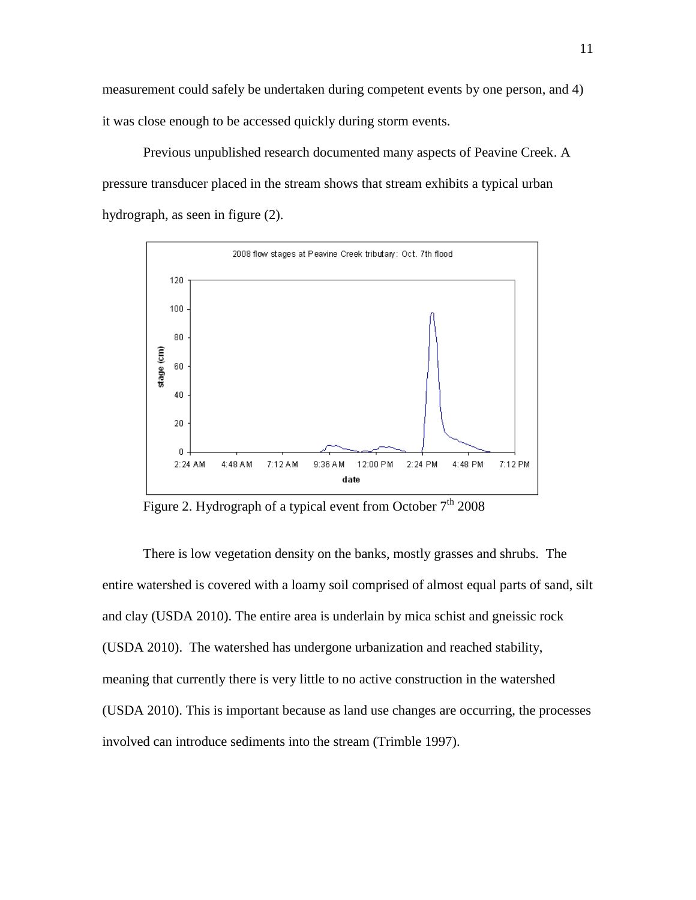measurement could safely be undertaken during competent events by one person, and 4) it was close enough to be accessed quickly during storm events.

Previous unpublished research documented many aspects of Peavine Creek. A pressure transducer placed in the stream shows that stream exhibits a typical urban hydrograph, as seen in figure (2).

Figure 2. Hydrograph of a typical event from October 7[th] 2008

There is low vegetation density on the banks, mostly grasses and shrubs. The entire watershed is covered with a loamy soil comprised of almost equal parts of sand, silt and clay (USDA 2010). The entire area is underlain by mica schist and gneissic rock (USDA 2010). The watershed has undergone urbanization and reached stability, meaning that currently there is very little to no active construction in the watershed (USDA 2010). This is important because as land use changes are occurring, the processes involved can introduce sediments into the stream (Trimble 1997).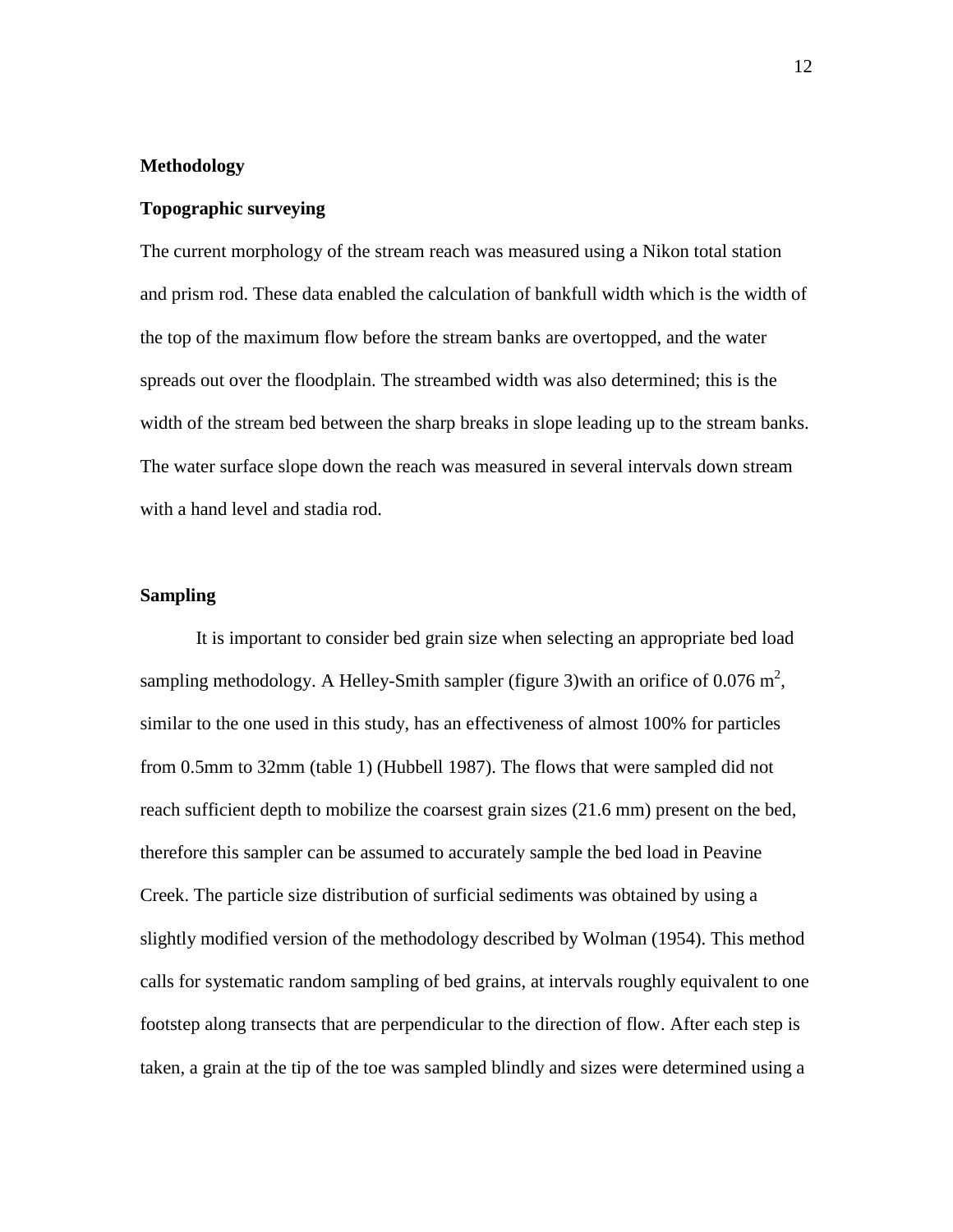## Methodology

### Topographic surveying

The current morphology of the stream reach was measured using a Nikon total station and prism rod. These data enabled the calculation of bankfull width which is the width of the top of the maximum flow before the stream banks are overtopped, and the water spreads out over the floodplain. The streambed width was also determined; this is the width of the stream bed between the sharp breaks in slope leading up to the stream banks. The water surface slope down the reach was measured in several intervals down stream with a hand level and stadia rod.

### Sampling

It is important to consider bed grain size when selecting an appropriate bed load sampling methodology. A Helley-Smith sampler (figure 3)with an orifice of 0.076 $m^2$, similar to the one used in this study, has an effectiveness of almost 100% for particles from 0.5mm to 32mm (table 1) (Hubbell 1987). The flows that were sampled did not reach sufficient depth to mobilize the coarsest grain sizes (21.6 mm) present on the bed, therefore this sampler can be assumed to accurately sample the bed load in Peavine Creek. The particle size distribution of surficial sediments was obtained by using a slightly modified version of the methodology described by Wolman (1954). This method calls for systematic random sampling of bed grains, at intervals roughly equivalent to one footstep along transects that are perpendicular to the direction of flow. After each step is taken, a grain at the tip of the toe was sampled blindly and sizes were determined using a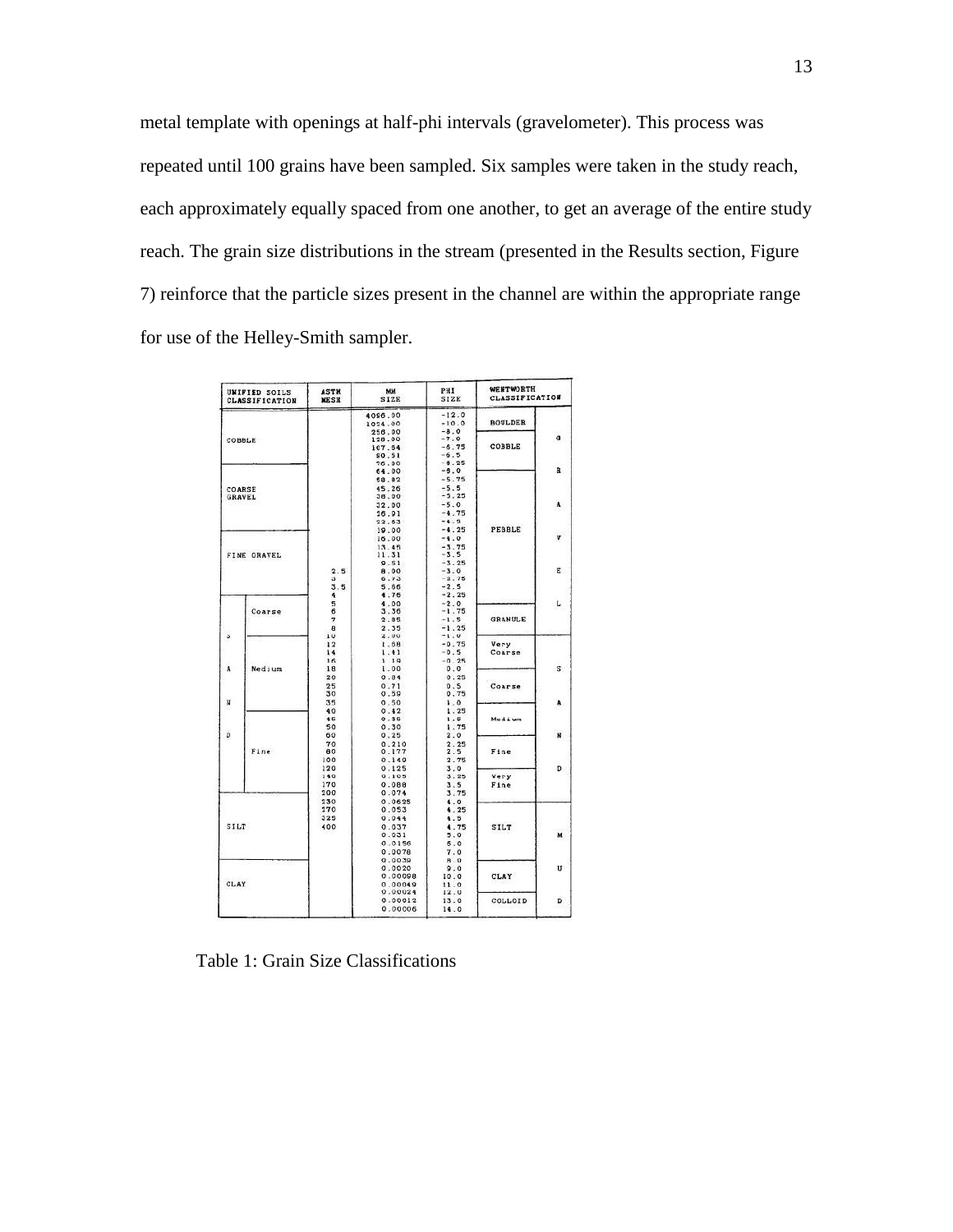metal template with openings at half-phi intervals (gravelometer). This process was repeated until 100 grains have been sampled. Six samples were taken in the study reach, each approximately equally spaced from one another, to get an average of the entire study reach. The grain size distributions in the stream (presented in the Results section, Figure 7) reinforce that the particle sizes present in the channel are within the appropriate range for use of the Helley-Smith sampler.

| UNIFIED SOILS CLASSIFICATION | | ASTM MESH | MM SIZE | PHI SIZE | WENTWORTH CLASSIFICATION | |
|---|---|---|---|---|---|---|
| | | | 4096.00 | -12.0 | BOULDER | |
| | | | 1024.00 | -10.0 | | |
| | | | 256.00 | -8.0 | | |
| COBBLE | | | 128.00 | -7.0 | COBBLE | G |
| | | | 107.54 | -6.75 | | |
| | | | 90.51 | -6.5 | | |
| | | | 76.10 | -6.25 | | |
| | | | 64.00 | -6.0 | PEBBLE | R |
| COARSE GRAVEL | | | 53.82 | -5.75 | | |
| | | | 45.26 | -5.5 | | |
| | | | 38.05 | -5.25 | | |
| | | | 32.00 | -5.0 | | A |
| | | | 26.91 | -4.75 | | |
| | | | 22.63 | -4.5 | | |
| | | | 19.00 | -4.25 | | |
| FINE GRAVEL | | | 16.00 | -4.0 | | V |
| | | | 13.45 | -3.75 | | |
| | | | 11.31 | -3.5 | | |
| | | | 9.51 | -3.25 | | |
| | | 2.5 | 8.00 | -3.0 | | E |
| | | 3 | 6.73 | -2.75 | | |
| | | 3.5 | 5.66 | -2.5 | | |
| | | 4 | 4.76 | -2.25 | | |
| | Coarse | 5 | 4.00 | -2.0 | GRANULE | L |
| | | 6 | 3.36 | -1.75 | | |
| | | 7 | 2.83 | -1.5 | | |
| | | 8 | 2.38 | -1.25 | | |
| S | | 10 | 2.00 | -1.0 | Very Coarse | |
| | | 12 | 1.68 | -0.75 | | |
| | | 14 | 1.41 | -0.5 | | |
| | | 16 | 1.19 | -0.25 | | |
| A | Medium | 18 | 1.00 | 0.0 | Coarse | S |
| | | 20 | 0.84 | 0.25 | | |
| | | 25 | 0.71 | 0.5 | | |
| | | 30 | 0.59 | 0.75 | | |
| N | | 35 | 0.50 | 1.0 | Medium | A |
| | | 40 | 0.42 | 1.25 | | |
| | | 45 | 0.35 | 1.5 | | |
| | | 50 | 0.30 | 1.75 | | |
| D | Fine | 60 | 0.25 | 2.0 | Fine | N |
| | | 70 | 0.210 | 2.25 | | |
| | | 80 | 0.177 | 2.5 | | |
| | | 100 | 0.149 | 2.75 | | |
| | | 120 | 0.125 | 3.0 | Very Fine | D |
| | | 140 | 0.105 | 3.25 | | |
| | | 170 | 0.088 | 3.5 | | |
| | | 200 | 0.074 | 3.75 | | |
| SILT | | 230 | 0.0625 | 4.0 | SILT | |
| | | 270 | 0.053 | 4.25 | | |
| | | 325 | 0.044 | 4.5 | | |
| | | 400 | 0.037 | 4.75 | | |
| | | | 0.031 | 5.0 | | M |
| | | | 0.0156 | 6.0 | | |
| | | | 0.0078 | 7.0 | | |
| CLAY | | | 0.0039 | 8.0 | CLAY | |
| | | | 0.0020 | 9.0 | | U |
| | | | 0.00098 | 10.0 | | |
| | | | 0.00049 | 11.0 | | |
| | | | 0.00024 | 12.0 | COLLOID | |
| | | | 0.00012 | 13.0 | | D |
| | | | 0.00006 | 14.0 | | |

Table 1: Grain Size Classifications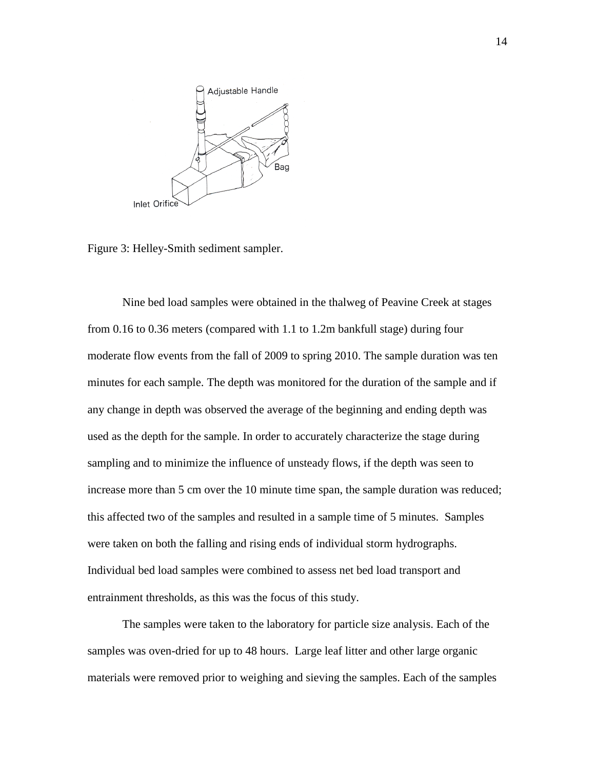Figure 3: Helley-Smith sediment sampler.

Nine bed load samples were obtained in the thalweg of Peavine Creek at stages from 0.16 to 0.36 meters (compared with 1.1 to 1.2m bankfull stage) during four moderate flow events from the fall of 2009 to spring 2010. The sample duration was ten minutes for each sample. The depth was monitored for the duration of the sample and if any change in depth was observed the average of the beginning and ending depth was used as the depth for the sample. In order to accurately characterize the stage during sampling and to minimize the influence of unsteady flows, if the depth was seen to increase more than 5 cm over the 10 minute time span, the sample duration was reduced; this affected two of the samples and resulted in a sample time of 5 minutes. Samples were taken on both the falling and rising ends of individual storm hydrographs. Individual bed load samples were combined to assess net bed load transport and entrainment thresholds, as this was the focus of this study.

The samples were taken to the laboratory for particle size analysis. Each of the samples was oven-dried for up to 48 hours. Large leaf litter and other large organic materials were removed prior to weighing and sieving the samples. Each of the samples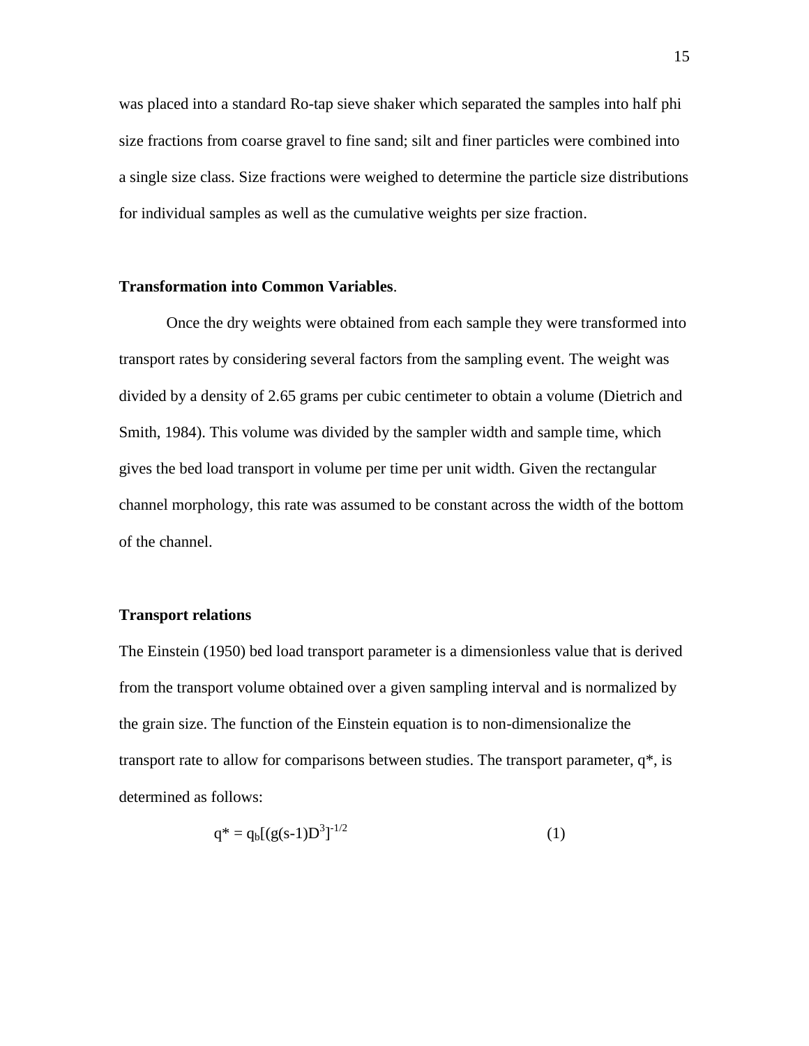was placed into a standard Ro-tap sieve shaker which separated the samples into half phi size fractions from coarse gravel to fine sand; silt and finer particles were combined into a single size class. Size fractions were weighed to determine the particle size distributions for individual samples as well as the cumulative weights per size fraction.

**Transformation into Common Variables**.

Once the dry weights were obtained from each sample they were transformed into transport rates by considering several factors from the sampling event. The weight was divided by a density of 2.65 grams per cubic centimeter to obtain a volume (Dietrich and Smith, 1984). This volume was divided by the sampler width and sample time, which gives the bed load transport in volume per time per unit width. Given the rectangular channel morphology, this rate was assumed to be constant across the width of the bottom of the channel.

**Transport relations**

The Einstein (1950) bed load transport parameter is a dimensionless value that is derived from the transport volume obtained over a given sampling interval and is normalized by the grain size. The function of the Einstein equation is to non-dimensionalize the transport rate to allow for comparisons between studies. The transport parameter, $q^*$, is determined as follows:

$$q^* = q_b[(g(s-1)D^3]^{-1/2} \tag{1}$$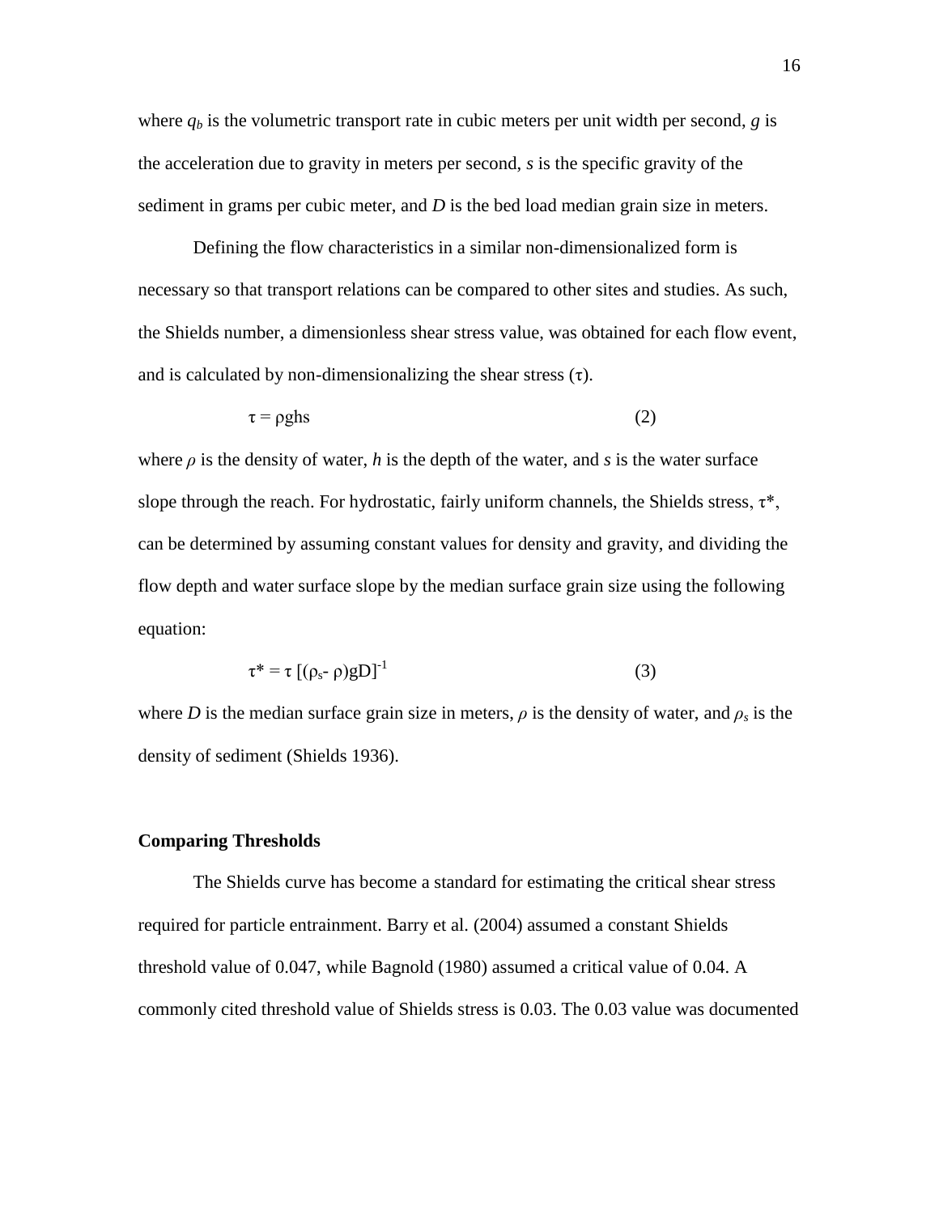where $q_b$ is the volumetric transport rate in cubic meters per unit width per second, $g$ is the acceleration due to gravity in meters per second, $s$ is the specific gravity of the sediment in grams per cubic meter, and $D$ is the bed load median grain size in meters.

Defining the flow characteristics in a similar non-dimensionalized form is necessary so that transport relations can be compared to other sites and studies. As such, the Shields number, a dimensionless shear stress value, was obtained for each flow event, and is calculated by non-dimensionalizing the shear stress ($\tau$).

$$\tau = \rho g h s \qquad (2)$$

where $\rho$ is the density of water, $h$ is the depth of the water, and $s$ is the water surface slope through the reach. For hydrostatic, fairly uniform channels, the Shields stress, $\tau^*$, can be determined by assuming constant values for density and gravity, and dividing the flow depth and water surface slope by the median surface grain size using the following equation:

$$\tau^* = \tau \left[(\rho_s - \rho) g D\right]^{-1} \qquad (3)$$

where $D$ is the median surface grain size in meters, $\rho$ is the density of water, and $\rho_s$ is the density of sediment (Shields 1936).

### Comparing Thresholds

The Shields curve has become a standard for estimating the critical shear stress required for particle entrainment. Barry et al. (2004) assumed a constant Shields threshold value of 0.047, while Bagnold (1980) assumed a critical value of 0.04. A commonly cited threshold value of Shields stress is 0.03. The 0.03 value was documented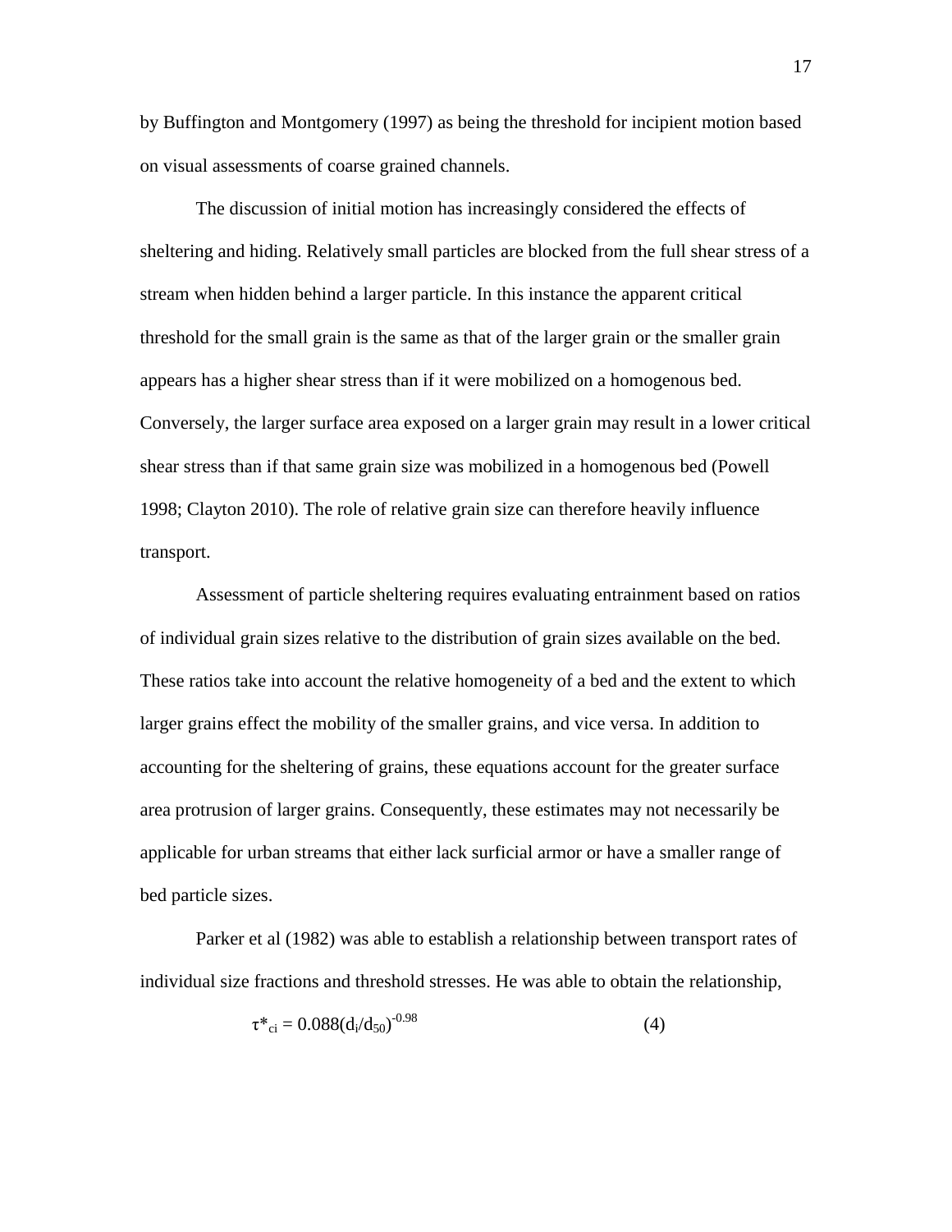by Buffington and Montgomery (1997) as being the threshold for incipient motion based on visual assessments of coarse grained channels.

The discussion of initial motion has increasingly considered the effects of sheltering and hiding. Relatively small particles are blocked from the full shear stress of a stream when hidden behind a larger particle. In this instance the apparent critical threshold for the small grain is the same as that of the larger grain or the smaller grain appears has a higher shear stress than if it were mobilized on a homogenous bed. Conversely, the larger surface area exposed on a larger grain may result in a lower critical shear stress than if that same grain size was mobilized in a homogenous bed (Powell 1998; Clayton 2010). The role of relative grain size can therefore heavily influence transport.

Assessment of particle sheltering requires evaluating entrainment based on ratios of individual grain sizes relative to the distribution of grain sizes available on the bed. These ratios take into account the relative homogeneity of a bed and the extent to which larger grains effect the mobility of the smaller grains, and vice versa. In addition to accounting for the sheltering of grains, these equations account for the greater surface area protrusion of larger grains. Consequently, these estimates may not necessarily be applicable for urban streams that either lack surficial armor or have a smaller range of bed particle sizes.

Parker et al (1982) was able to establish a relationship between transport rates of individual size fractions and threshold stresses. He was able to obtain the relationship,

$$\tau^*_{ci} = 0.088(d_i/d_{50})^{-0.98} \tag{4}$$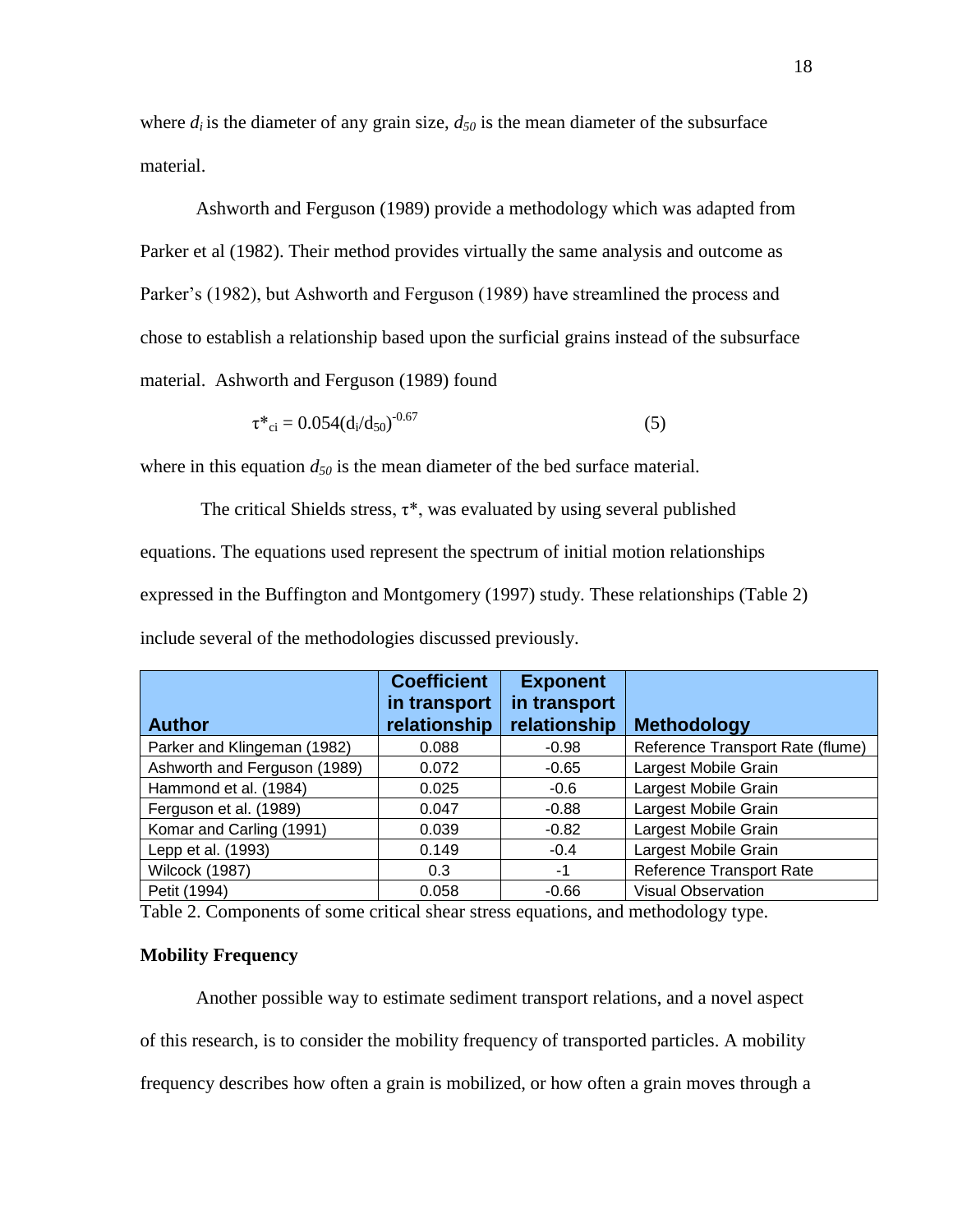where $d_i$ is the diameter of any grain size, $d_{50}$ is the mean diameter of the subsurface material.

Ashworth and Ferguson (1989) provide a methodology which was adapted from Parker et al (1982). Their method provides virtually the same analysis and outcome as Parker's (1982), but Ashworth and Ferguson (1989) have streamlined the process and chose to establish a relationship based upon the surficial grains instead of the subsurface material. Ashworth and Ferguson (1989) found

$$\tau^*_{ci} = 0.054(d_i/d_{50})^{-0.67} \qquad (5)$$

where in this equation $d_{50}$ is the mean diameter of the bed surface material.

The critical Shields stress, $\tau^*$, was evaluated by using several published equations. The equations used represent the spectrum of initial motion relationships expressed in the Buffington and Montgomery (1997) study. These relationships (Table 2) include several of the methodologies discussed previously.

| Author | Coefficient in transport relationship | Exponent in transport relationship | Methodology |
|---|---|---|---|
| Parker and Klingeman (1982) | 0.088 | -0.98 | Reference Transport Rate (flume) |
| Ashworth and Ferguson (1989) | 0.072 | -0.65 | Largest Mobile Grain |
| Hammond et al. (1984) | 0.025 | -0.6 | Largest Mobile Grain |
| Ferguson et al. (1989) | 0.047 | -0.88 | Largest Mobile Grain |
| Komar and Carling (1991) | 0.039 | -0.82 | Largest Mobile Grain |
| Lepp et al. (1993) | 0.149 | -0.4 | Largest Mobile Grain |
| Wilcock (1987) | 0.3 | -1 | Reference Transport Rate |
| Petit (1994) | 0.058 | -0.66 | Visual Observation |

Table 2. Components of some critical shear stress equations, and methodology type.

**Mobility Frequency**

Another possible way to estimate sediment transport relations, and a novel aspect of this research, is to consider the mobility frequency of transported particles. A mobility frequency describes how often a grain is mobilized, or how often a grain moves through a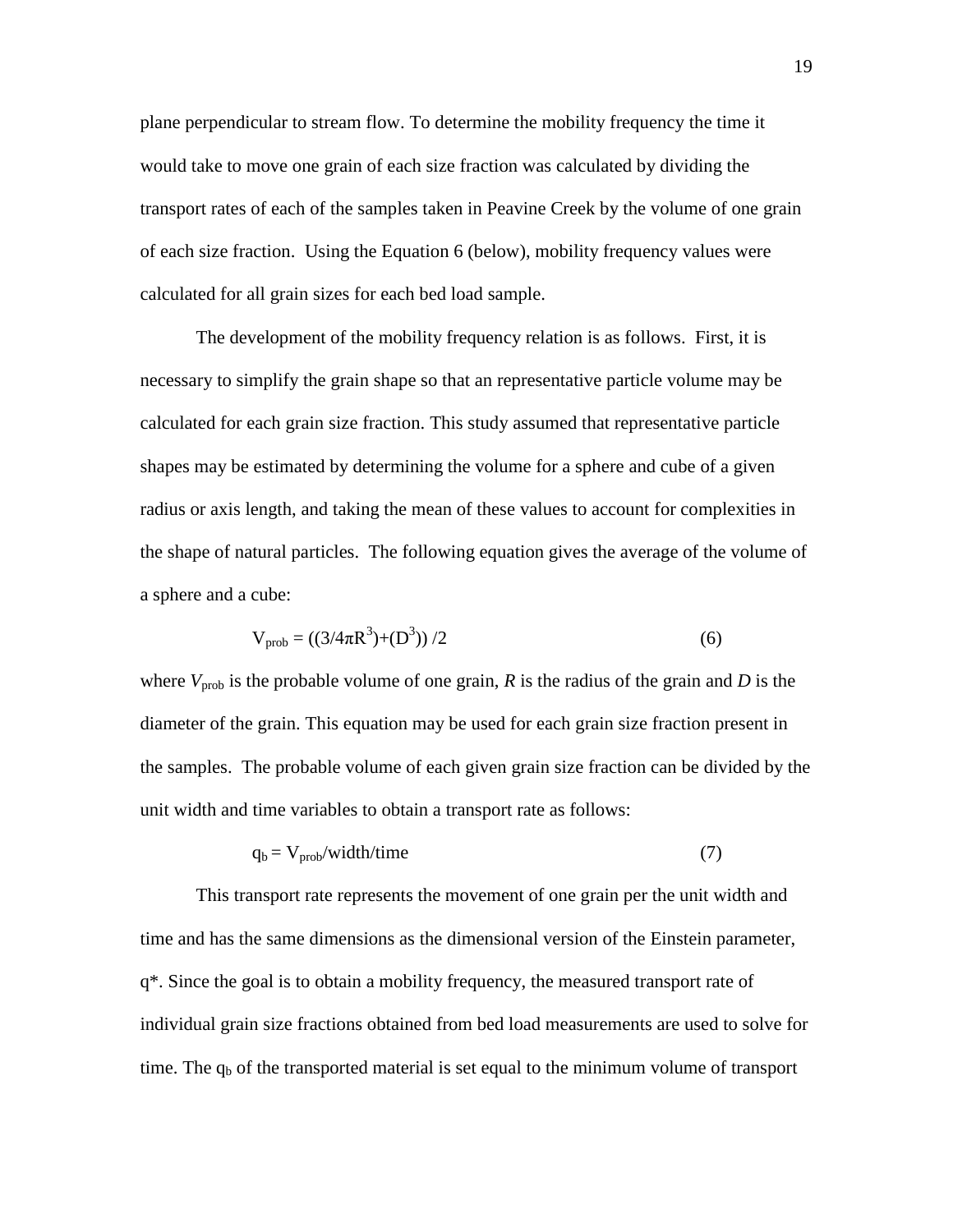plane perpendicular to stream flow. To determine the mobility frequency the time it would take to move one grain of each size fraction was calculated by dividing the transport rates of each of the samples taken in Peavine Creek by the volume of one grain of each size fraction. Using the Equation 6 (below), mobility frequency values were calculated for all grain sizes for each bed load sample.

The development of the mobility frequency relation is as follows. First, it is necessary to simplify the grain shape so that an representative particle volume may be calculated for each grain size fraction. This study assumed that representative particle shapes may be estimated by determining the volume for a sphere and cube of a given radius or axis length, and taking the mean of these values to account for complexities in the shape of natural particles. The following equation gives the average of the volume of a sphere and a cube:

$$V_{prob} = ((3/4\pi R^3)+(D^3)) /2 \qquad (6)$$

where $V_{prob}$ is the probable volume of one grain, $R$ is the radius of the grain and $D$ is the diameter of the grain. This equation may be used for each grain size fraction present in the samples. The probable volume of each given grain size fraction can be divided by the unit width and time variables to obtain a transport rate as follows:

$$q_b = V_{prob}/\text{width}/\text{time} \qquad (7)$$

This transport rate represents the movement of one grain per the unit width and time and has the same dimensions as the dimensional version of the Einstein parameter, $q^*$. Since the goal is to obtain a mobility frequency, the measured transport rate of individual grain size fractions obtained from bed load measurements are used to solve for time. The $q_b$ of the transported material is set equal to the minimum volume of transport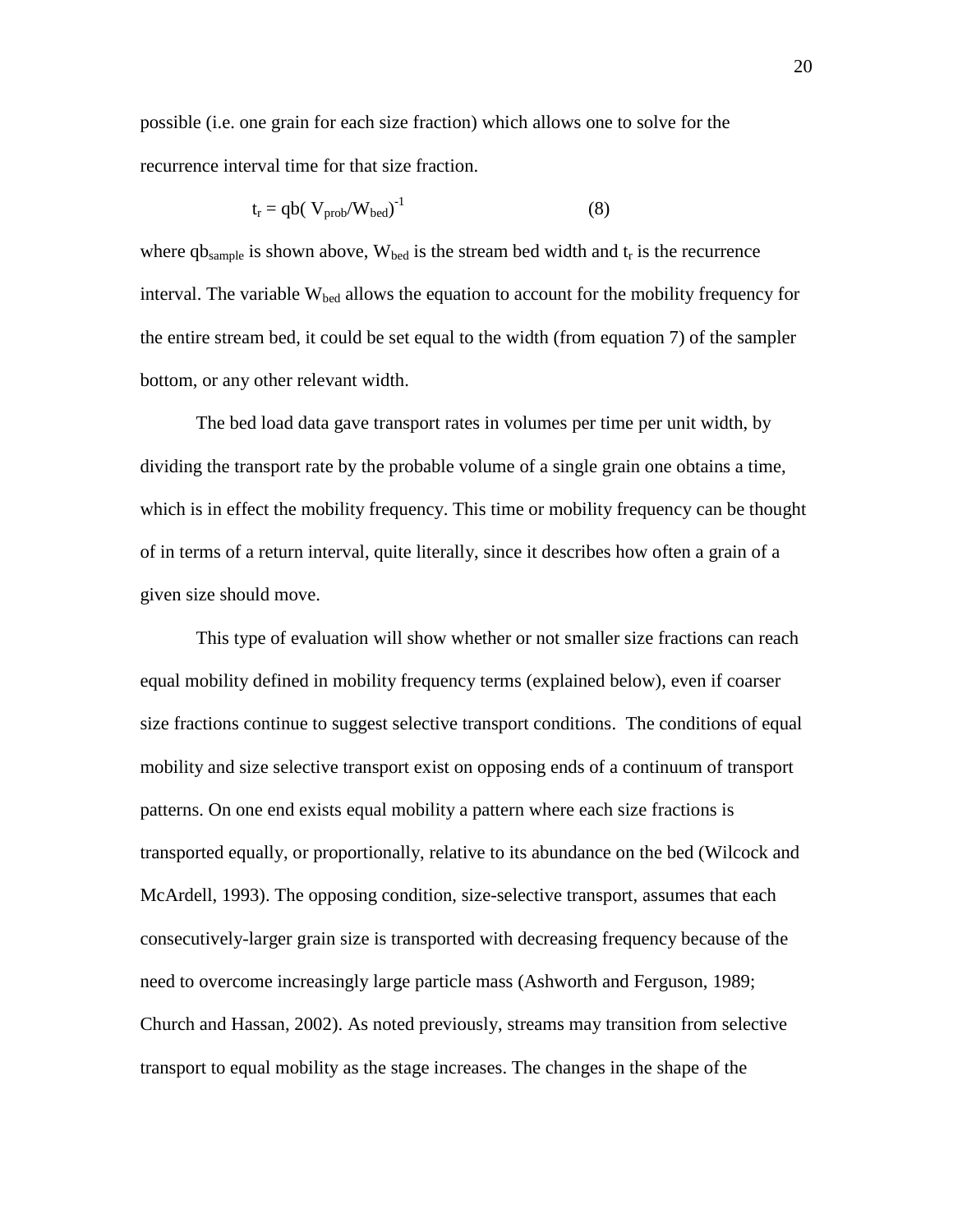possible (i.e. one grain for each size fraction) which allows one to solve for the recurrence interval time for that size fraction.

$$t_r = qb( V_{prob}/W_{bed})^{-1} \tag{8}$$

where $qb_{sample}$ is shown above, $W_{bed}$ is the stream bed width and $t_r$ is the recurrence interval. The variable $W_{bed}$ allows the equation to account for the mobility frequency for the entire stream bed, it could be set equal to the width (from equation 7) of the sampler bottom, or any other relevant width.

The bed load data gave transport rates in volumes per time per unit width, by dividing the transport rate by the probable volume of a single grain one obtains a time, which is in effect the mobility frequency. This time or mobility frequency can be thought of in terms of a return interval, quite literally, since it describes how often a grain of a given size should move.

This type of evaluation will show whether or not smaller size fractions can reach equal mobility defined in mobility frequency terms (explained below), even if coarser size fractions continue to suggest selective transport conditions. The conditions of equal mobility and size selective transport exist on opposing ends of a continuum of transport patterns. On one end exists equal mobility a pattern where each size fractions is transported equally, or proportionally, relative to its abundance on the bed (Wilcock and McArdell, 1993). The opposing condition, size-selective transport, assumes that each consecutively-larger grain size is transported with decreasing frequency because of the need to overcome increasingly large particle mass (Ashworth and Ferguson, 1989; Church and Hassan, 2002). As noted previously, streams may transition from selective transport to equal mobility as the stage increases. The changes in the shape of the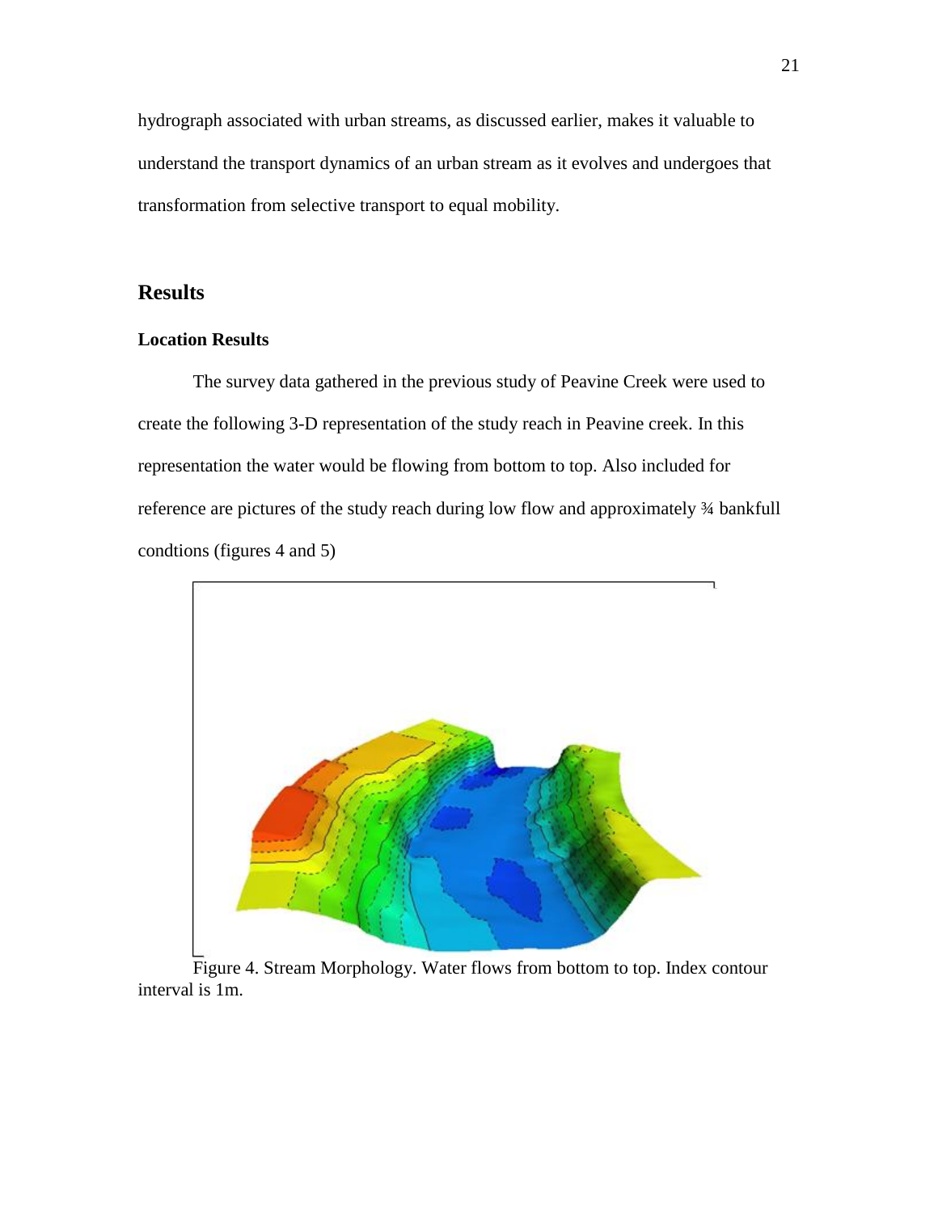hydrograph associated with urban streams, as discussed earlier, makes it valuable to understand the transport dynamics of an urban stream as it evolves and undergoes that transformation from selective transport to equal mobility.

## Results

### Location Results

The survey data gathered in the previous study of Peavine Creek were used to create the following 3-D representation of the study reach in Peavine creek. In this representation the water would be flowing from bottom to top. Also included for reference are pictures of the study reach during low flow and approximately ¾ bankfull condtions (figures 4 and 5)

Figure 4. Stream Morphology. Water flows from bottom to top. Index contour interval is 1m.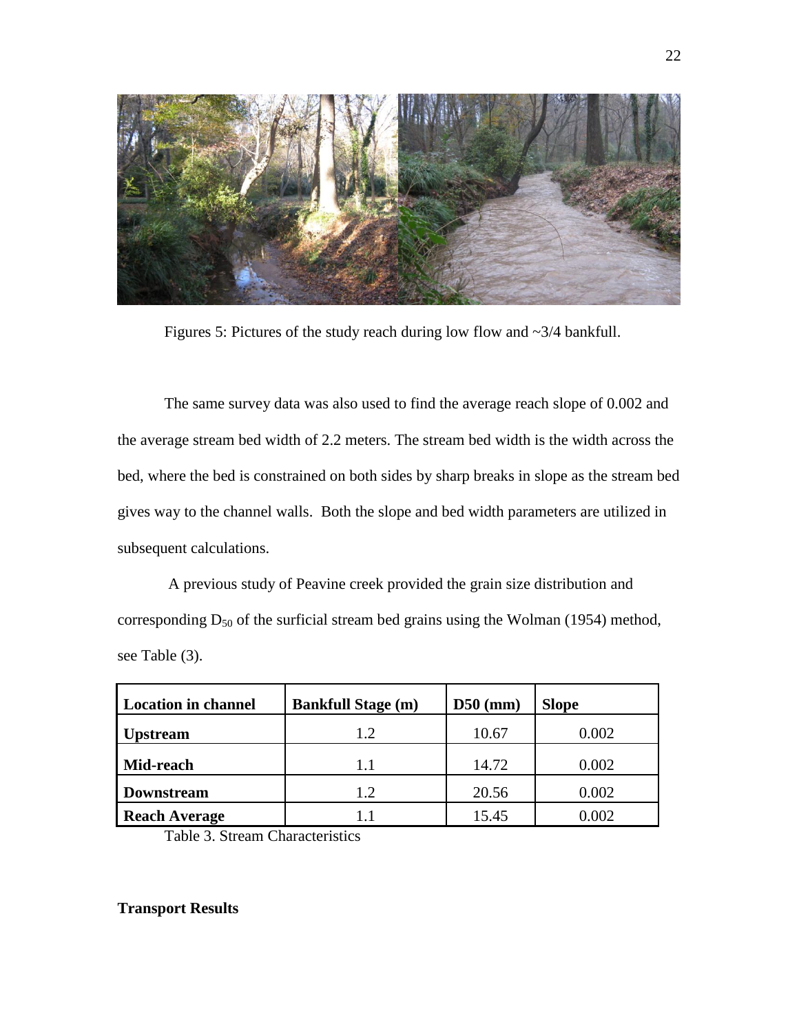Figures 5: Pictures of the study reach during low flow and ~3/4 bankfull.

The same survey data was also used to find the average reach slope of 0.002 and the average stream bed width of 2.2 meters. The stream bed width is the width across the bed, where the bed is constrained on both sides by sharp breaks in slope as the stream bed gives way to the channel walls. Both the slope and bed width parameters are utilized in subsequent calculations.

A previous study of Peavine creek provided the grain size distribution and corresponding $D_{50}$ of the surficial stream bed grains using the Wolman (1954) method, see Table (3).

| Location in channel | Bankfull Stage (m) | D50 (mm) | Slope |
|---|---|---|---|
| **Upstream** | 1.2 | 10.67 | 0.002 |
| **Mid-reach** | 1.1 | 14.72 | 0.002 |
| **Downstream** | 1.2 | 20.56 | 0.002 |
| **Reach Average** | 1.1 | 15.45 | 0.002 |

Table 3. Stream Characteristics

**Transport Results**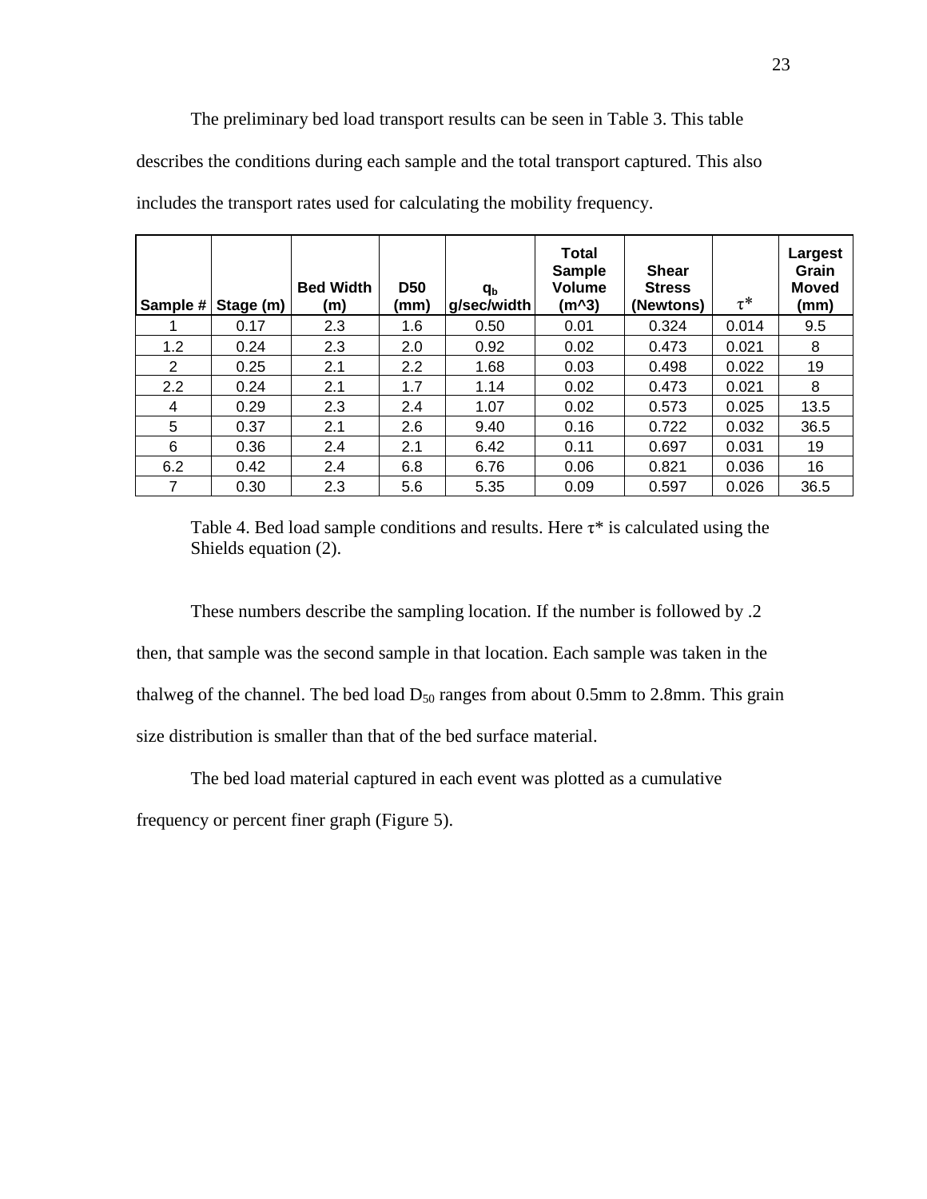The preliminary bed load transport results can be seen in Table 3. This table describes the conditions during each sample and the total transport captured. This also includes the transport rates used for calculating the mobility frequency.

| Sample # | Stage (m) | Bed Width (m) | D50 (mm) | $q_b$ g/sec/width | Total Sample Volume (m^3) | Shear Stress (Newtons) | $\tau^*$ | Largest Grain Moved (mm) |
|---|---|---|---|---|---|---|---|---|
| 1 | 0.17 | 2.3 | 1.6 | 0.50 | 0.01 | 0.324 | 0.014 | 9.5 |
| 1.2 | 0.24 | 2.3 | 2.0 | 0.92 | 0.02 | 0.473 | 0.021 | 8 |
| 2 | 0.25 | 2.1 | 2.2 | 1.68 | 0.03 | 0.498 | 0.022 | 19 |
| 2.2 | 0.24 | 2.1 | 1.7 | 1.14 | 0.02 | 0.473 | 0.021 | 8 |
| 4 | 0.29 | 2.3 | 2.4 | 1.07 | 0.02 | 0.573 | 0.025 | 13.5 |
| 5 | 0.37 | 2.1 | 2.6 | 9.40 | 0.16 | 0.722 | 0.032 | 36.5 |
| 6 | 0.36 | 2.4 | 2.1 | 6.42 | 0.11 | 0.697 | 0.031 | 19 |
| 6.2 | 0.42 | 2.4 | 6.8 | 6.76 | 0.06 | 0.821 | 0.036 | 16 |
| 7 | 0.30 | 2.3 | 5.6 | 5.35 | 0.09 | 0.597 | 0.026 | 36.5 |

Table 4. Bed load sample conditions and results. Here $\tau^*$ is calculated using the Shields equation (2).

These numbers describe the sampling location. If the number is followed by .2 then, that sample was the second sample in that location. Each sample was taken in the thalweg of the channel. The bed load $D_{50}$ ranges from about 0.5mm to 2.8mm. This grain size distribution is smaller than that of the bed surface material.

The bed load material captured in each event was plotted as a cumulative frequency or percent finer graph (Figure 5).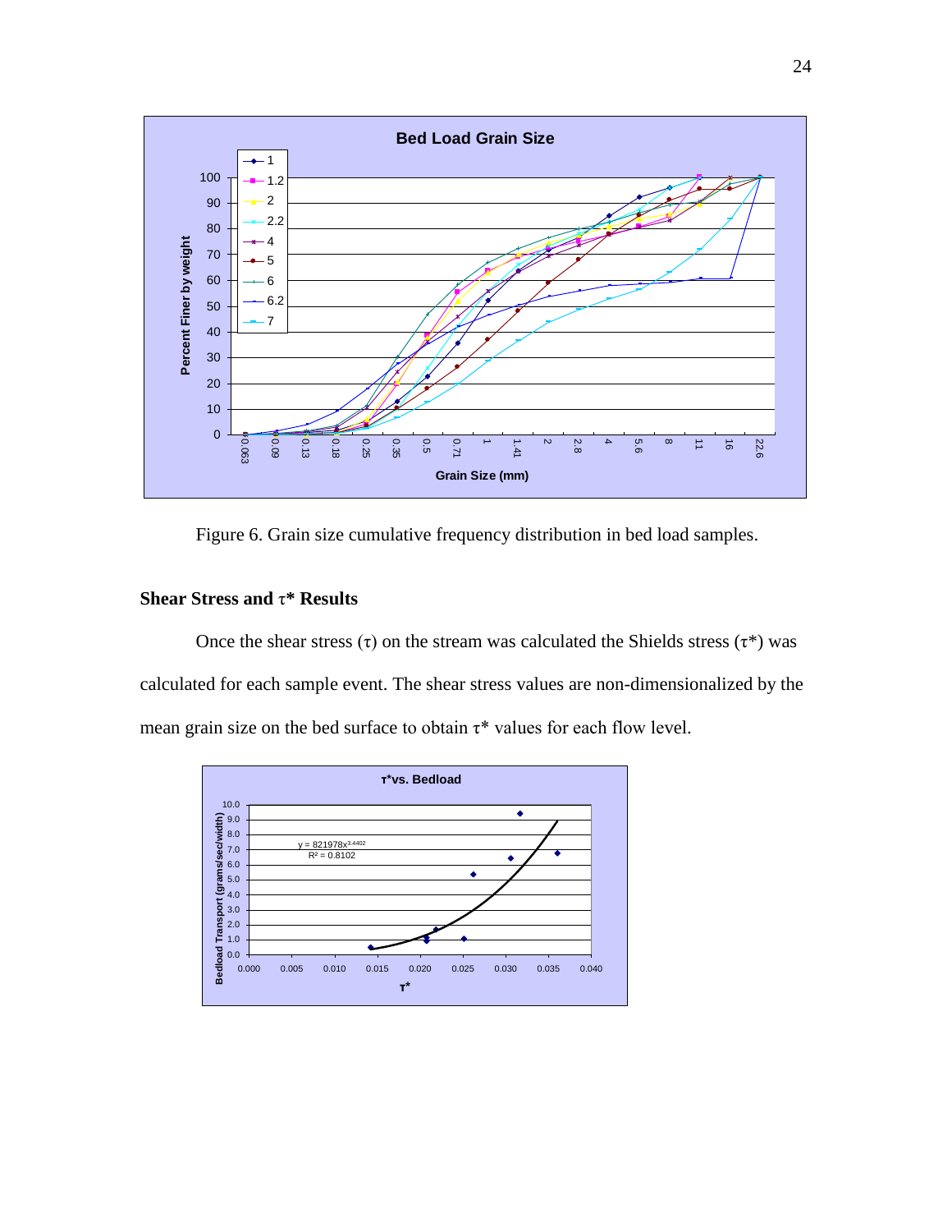Figure 6. Grain size cumulative frequency distribution in bed load samples.

## Shear Stress and τ* Results

Once the shear stress (τ) on the stream was calculated the Shields stress (τ*) was calculated for each sample event. The shear stress values are non-dimensionalized by the mean grain size on the bed surface to obtain τ* values for each flow level.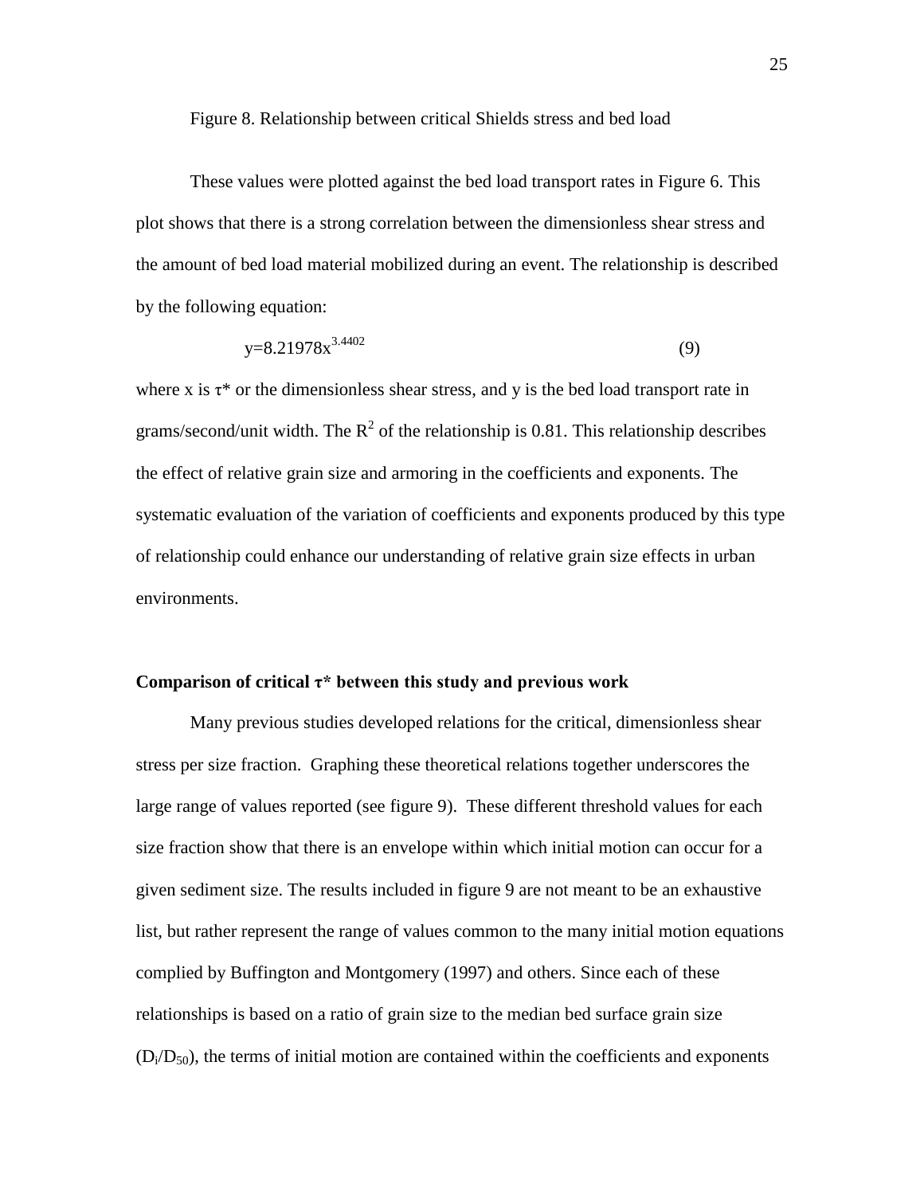Figure 8. Relationship between critical Shields stress and bed load

These values were plotted against the bed load transport rates in Figure 6. This plot shows that there is a strong correlation between the dimensionless shear stress and the amount of bed load material mobilized during an event. The relationship is described by the following equation:

$$y=8.21978x^{3.4402} \qquad (9)$$

where x is $\tau^*$ or the dimensionless shear stress, and y is the bed load transport rate in grams/second/unit width. The $R^2$ of the relationship is 0.81. This relationship describes the effect of relative grain size and armoring in the coefficients and exponents. The systematic evaluation of the variation of coefficients and exponents produced by this type of relationship could enhance our understanding of relative grain size effects in urban environments.

**Comparison of critical $\tau^*$ between this study and previous work**

Many previous studies developed relations for the critical, dimensionless shear stress per size fraction. Graphing these theoretical relations together underscores the large range of values reported (see figure 9). These different threshold values for each size fraction show that there is an envelope within which initial motion can occur for a given sediment size. The results included in figure 9 are not meant to be an exhaustive list, but rather represent the range of values common to the many initial motion equations complied by Buffington and Montgomery (1997) and others. Since each of these relationships is based on a ratio of grain size to the median bed surface grain size ($D_i/D_{50}$), the terms of initial motion are contained within the coefficients and exponents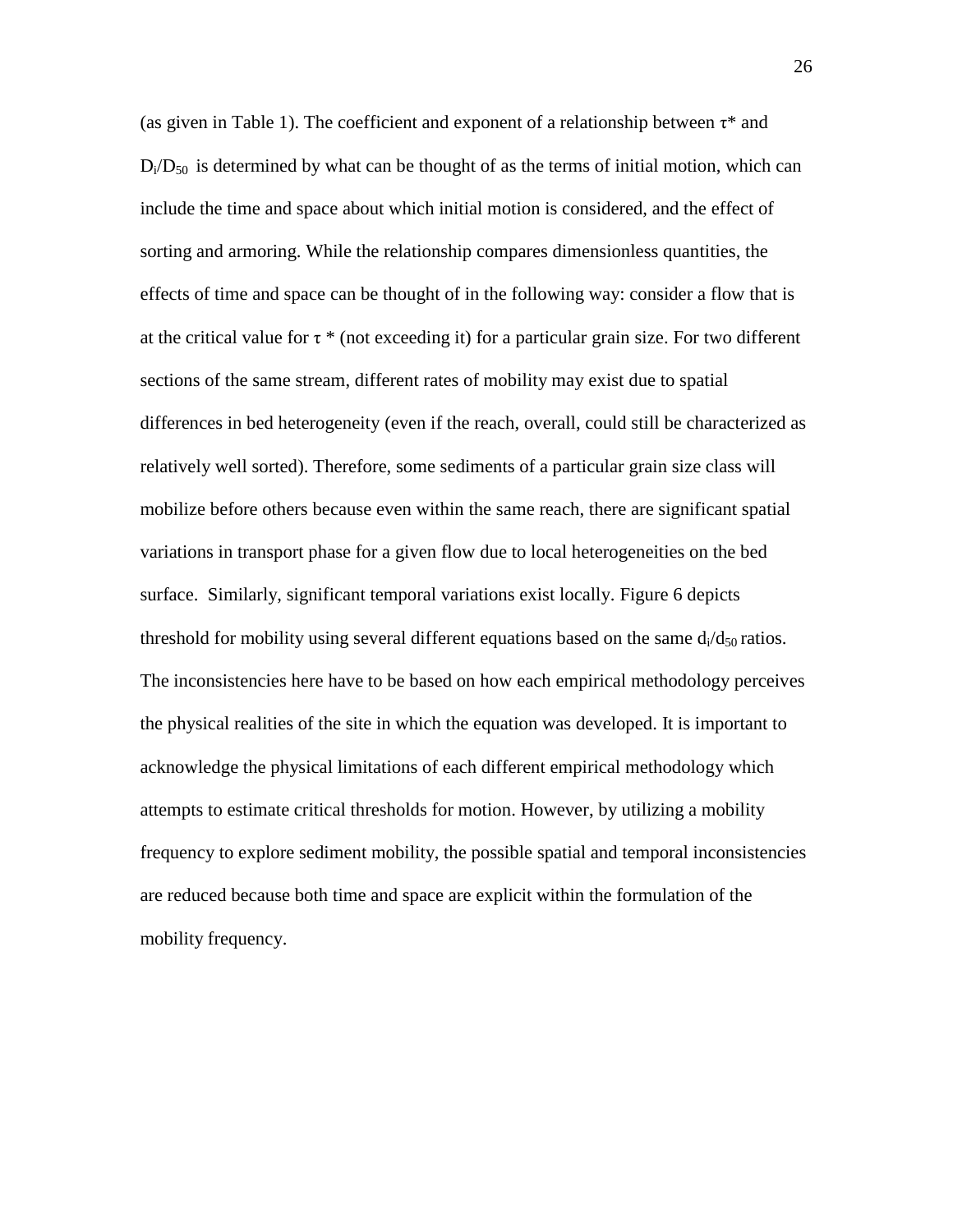(as given in Table 1). The coefficient and exponent of a relationship between $\tau^*$ and $D_i/D_{50}$ is determined by what can be thought of as the terms of initial motion, which can include the time and space about which initial motion is considered, and the effect of sorting and armoring. While the relationship compares dimensionless quantities, the effects of time and space can be thought of in the following way: consider a flow that is at the critical value for $\tau^*$ (not exceeding it) for a particular grain size. For two different sections of the same stream, different rates of mobility may exist due to spatial differences in bed heterogeneity (even if the reach, overall, could still be characterized as relatively well sorted). Therefore, some sediments of a particular grain size class will mobilize before others because even within the same reach, there are significant spatial variations in transport phase for a given flow due to local heterogeneities on the bed surface. Similarly, significant temporal variations exist locally. Figure 6 depicts threshold for mobility using several different equations based on the same $d_i/d_{50}$ ratios. The inconsistencies here have to be based on how each empirical methodology perceives the physical realities of the site in which the equation was developed. It is important to acknowledge the physical limitations of each different empirical methodology which attempts to estimate critical thresholds for motion. However, by utilizing a mobility frequency to explore sediment mobility, the possible spatial and temporal inconsistencies are reduced because both time and space are explicit within the formulation of the mobility frequency.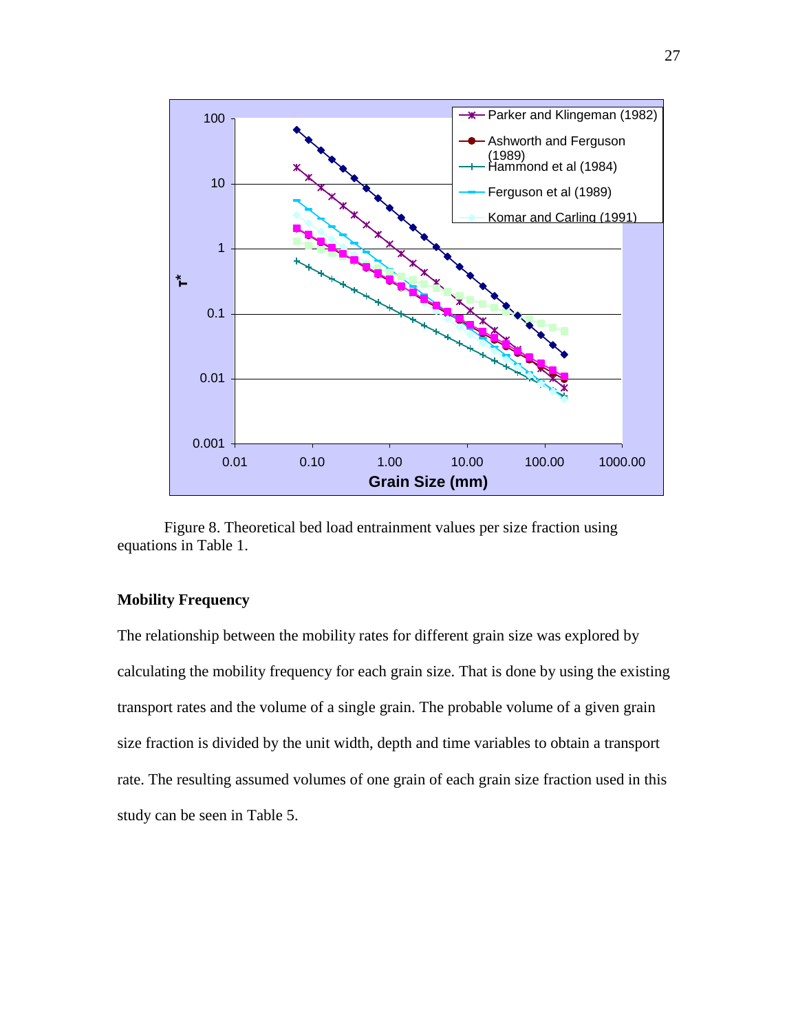Figure 8. Theoretical bed load entrainment values per size fraction using equations in Table 1.

**Mobility Frequency**

The relationship between the mobility rates for different grain size was explored by calculating the mobility frequency for each grain size. That is done by using the existing transport rates and the volume of a single grain. The probable volume of a given grain size fraction is divided by the unit width, depth and time variables to obtain a transport rate. The resulting assumed volumes of one grain of each grain size fraction used in this study can be seen in Table 5.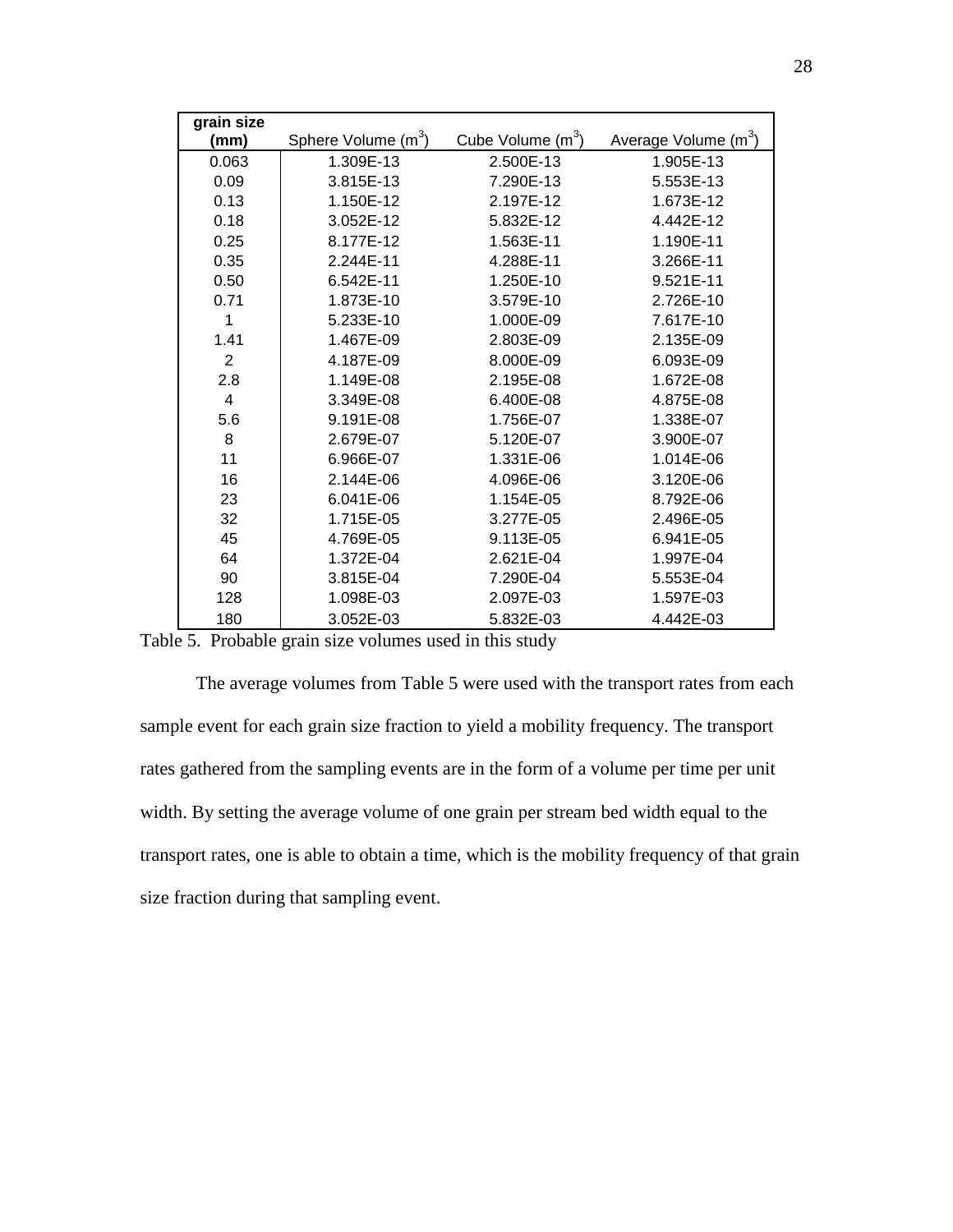| grain size (mm) | Sphere Volume ($m^3$) | Cube Volume ($m^3$) | Average Volume ($m^3$) |
|---|---|---|---|
| 0.063 | 1.309E-13 | 2.500E-13 | 1.905E-13 |
| 0.09 | 3.815E-13 | 7.290E-13 | 5.553E-13 |
| 0.13 | 1.150E-12 | 2.197E-12 | 1.673E-12 |
| 0.18 | 3.052E-12 | 5.832E-12 | 4.442E-12 |
| 0.25 | 8.177E-12 | 1.563E-11 | 1.190E-11 |
| 0.35 | 2.244E-11 | 4.288E-11 | 3.266E-11 |
| 0.50 | 6.542E-11 | 1.250E-10 | 9.521E-11 |
| 0.71 | 1.873E-10 | 3.579E-10 | 2.726E-10 |
| 1 | 5.233E-10 | 1.000E-09 | 7.617E-10 |
| 1.41 | 1.467E-09 | 2.803E-09 | 2.135E-09 |
| 2 | 4.187E-09 | 8.000E-09 | 6.093E-09 |
| 2.8 | 1.149E-08 | 2.195E-08 | 1.672E-08 |
| 4 | 3.349E-08 | 6.400E-08 | 4.875E-08 |
| 5.6 | 9.191E-08 | 1.756E-07 | 1.338E-07 |
| 8 | 2.679E-07 | 5.120E-07 | 3.900E-07 |
| 11 | 6.966E-07 | 1.331E-06 | 1.014E-06 |
| 16 | 2.144E-06 | 4.096E-06 | 3.120E-06 |
| 23 | 6.041E-06 | 1.154E-05 | 8.792E-06 |
| 32 | 1.715E-05 | 3.277E-05 | 2.496E-05 |
| 45 | 4.769E-05 | 9.113E-05 | 6.941E-05 |
| 64 | 1.372E-04 | 2.621E-04 | 1.997E-04 |
| 90 | 3.815E-04 | 7.290E-04 | 5.553E-04 |
| 128 | 1.098E-03 | 2.097E-03 | 1.597E-03 |
| 180 | 3.052E-03 | 5.832E-03 | 4.442E-03 |

Table 5. Probable grain size volumes used in this study

The average volumes from Table 5 were used with the transport rates from each sample event for each grain size fraction to yield a mobility frequency. The transport rates gathered from the sampling events are in the form of a volume per time per unit width. By setting the average volume of one grain per stream bed width equal to the transport rates, one is able to obtain a time, which is the mobility frequency of that grain size fraction during that sampling event.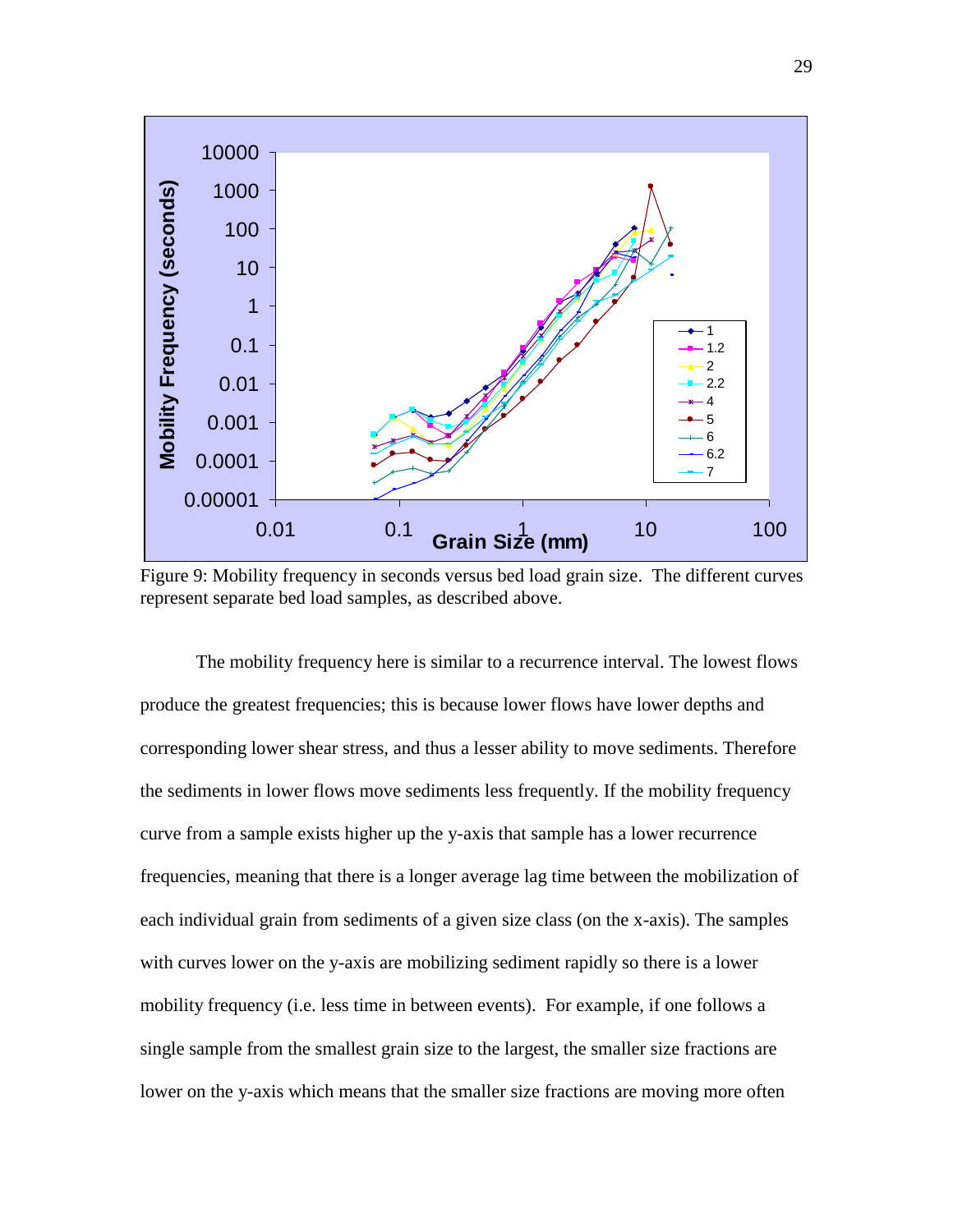Figure 9: Mobility frequency in seconds versus bed load grain size. The different curves represent separate bed load samples, as described above.

The mobility frequency here is similar to a recurrence interval. The lowest flows produce the greatest frequencies; this is because lower flows have lower depths and corresponding lower shear stress, and thus a lesser ability to move sediments. Therefore the sediments in lower flows move sediments less frequently. If the mobility frequency curve from a sample exists higher up the y-axis that sample has a lower recurrence frequencies, meaning that there is a longer average lag time between the mobilization of each individual grain from sediments of a given size class (on the x-axis). The samples with curves lower on the y-axis are mobilizing sediment rapidly so there is a lower mobility frequency (i.e. less time in between events). For example, if one follows a single sample from the smallest grain size to the largest, the smaller size fractions are lower on the y-axis which means that the smaller size fractions are moving more often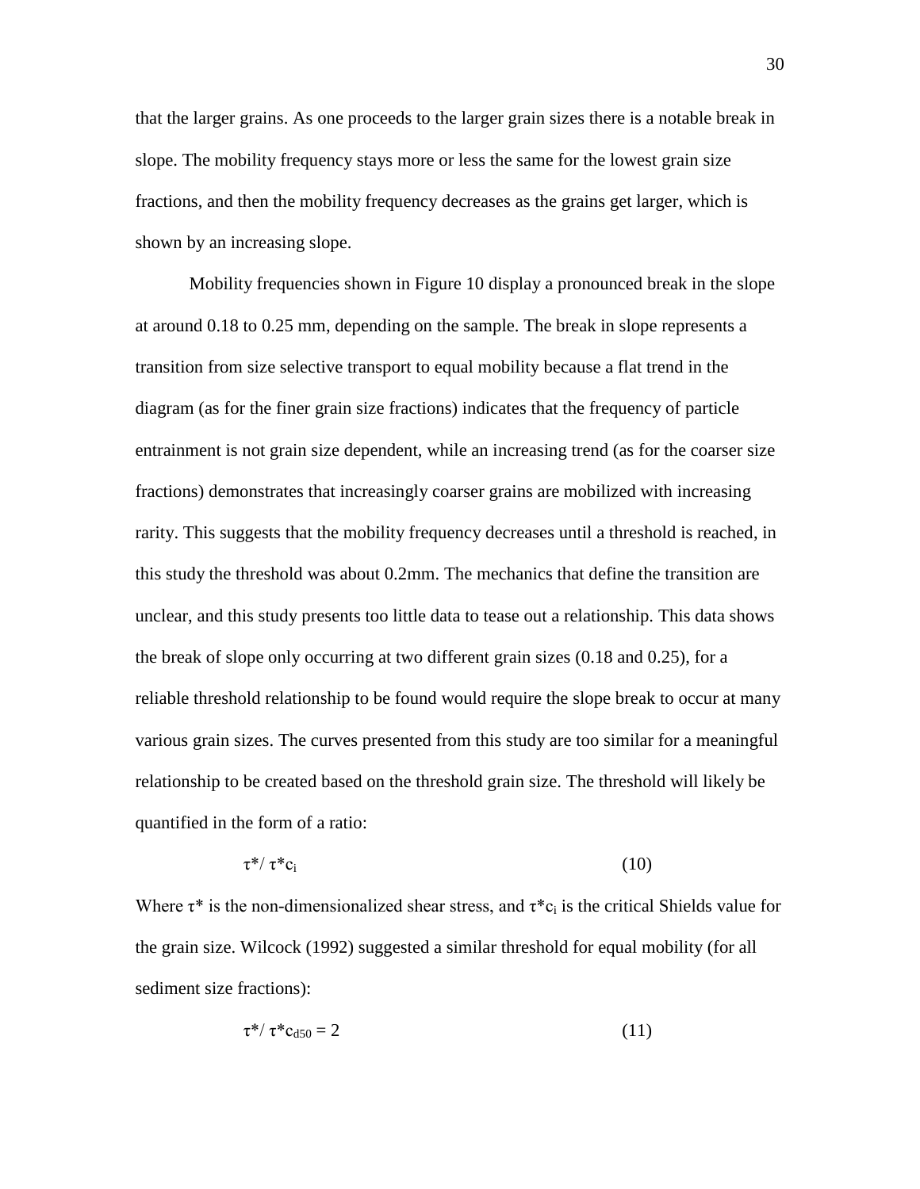that the larger grains. As one proceeds to the larger grain sizes there is a notable break in slope. The mobility frequency stays more or less the same for the lowest grain size fractions, and then the mobility frequency decreases as the grains get larger, which is shown by an increasing slope.

Mobility frequencies shown in Figure 10 display a pronounced break in the slope at around 0.18 to 0.25 mm, depending on the sample. The break in slope represents a transition from size selective transport to equal mobility because a flat trend in the diagram (as for the finer grain size fractions) indicates that the frequency of particle entrainment is not grain size dependent, while an increasing trend (as for the coarser size fractions) demonstrates that increasingly coarser grains are mobilized with increasing rarity. This suggests that the mobility frequency decreases until a threshold is reached, in this study the threshold was about 0.2mm. The mechanics that define the transition are unclear, and this study presents too little data to tease out a relationship. This data shows the break of slope only occurring at two different grain sizes (0.18 and 0.25), for a reliable threshold relationship to be found would require the slope break to occur at many various grain sizes. The curves presented from this study are too similar for a meaningful relationship to be created based on the threshold grain size. The threshold will likely be quantified in the form of a ratio:

$$\tau^*/\ \tau^*c_i \qquad (10)$$

Where $\tau^*$ is the non-dimensionalized shear stress, and $\tau^*c_i$ is the critical Shields value for the grain size. Wilcock (1992) suggested a similar threshold for equal mobility (for all sediment size fractions):

$$\tau^*/\ \tau^*c_{d50} = 2 \qquad (11)$$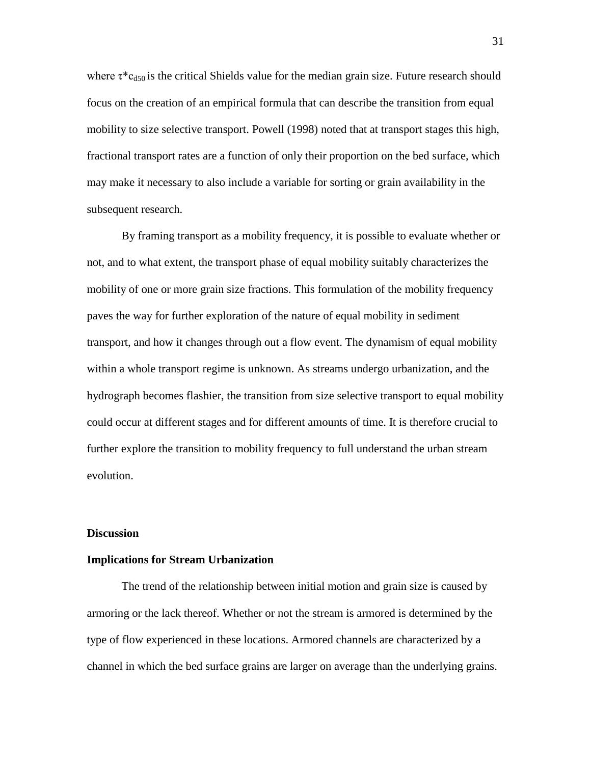where $\tau^*c_{d50}$ is the critical Shields value for the median grain size. Future research should focus on the creation of an empirical formula that can describe the transition from equal mobility to size selective transport. Powell (1998) noted that at transport stages this high, fractional transport rates are a function of only their proportion on the bed surface, which may make it necessary to also include a variable for sorting or grain availability in the subsequent research.

By framing transport as a mobility frequency, it is possible to evaluate whether or not, and to what extent, the transport phase of equal mobility suitably characterizes the mobility of one or more grain size fractions. This formulation of the mobility frequency paves the way for further exploration of the nature of equal mobility in sediment transport, and how it changes through out a flow event. The dynamism of equal mobility within a whole transport regime is unknown. As streams undergo urbanization, and the hydrograph becomes flashier, the transition from size selective transport to equal mobility could occur at different stages and for different amounts of time. It is therefore crucial to further explore the transition to mobility frequency to full understand the urban stream evolution.

## Discussion

### Implications for Stream Urbanization

The trend of the relationship between initial motion and grain size is caused by armoring or the lack thereof. Whether or not the stream is armored is determined by the type of flow experienced in these locations. Armored channels are characterized by a channel in which the bed surface grains are larger on average than the underlying grains.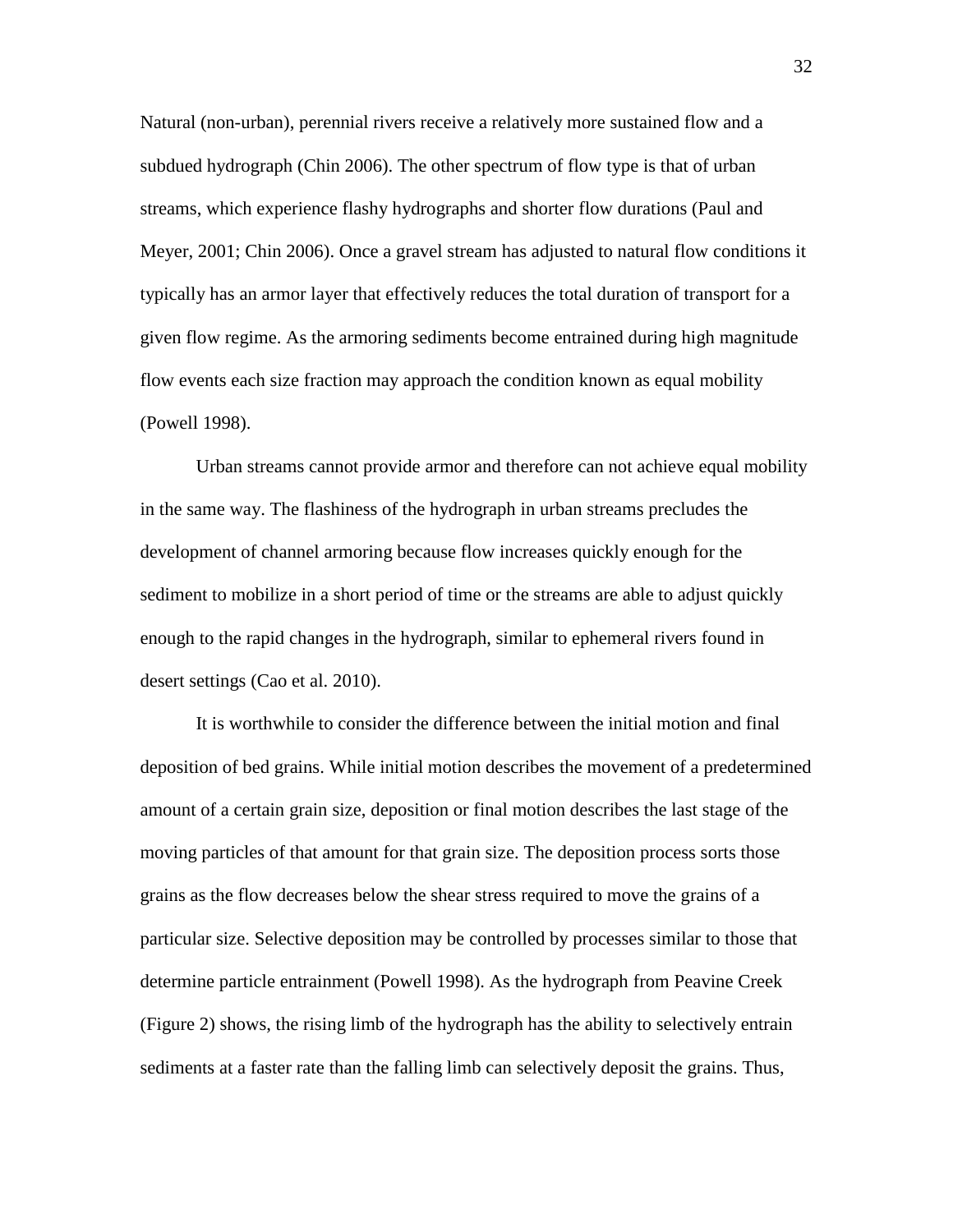Natural (non-urban), perennial rivers receive a relatively more sustained flow and a subdued hydrograph (Chin 2006). The other spectrum of flow type is that of urban streams, which experience flashy hydrographs and shorter flow durations (Paul and Meyer, 2001; Chin 2006). Once a gravel stream has adjusted to natural flow conditions it typically has an armor layer that effectively reduces the total duration of transport for a given flow regime. As the armoring sediments become entrained during high magnitude flow events each size fraction may approach the condition known as equal mobility (Powell 1998).

Urban streams cannot provide armor and therefore can not achieve equal mobility in the same way. The flashiness of the hydrograph in urban streams precludes the development of channel armoring because flow increases quickly enough for the sediment to mobilize in a short period of time or the streams are able to adjust quickly enough to the rapid changes in the hydrograph, similar to ephemeral rivers found in desert settings (Cao et al. 2010).

It is worthwhile to consider the difference between the initial motion and final deposition of bed grains. While initial motion describes the movement of a predetermined amount of a certain grain size, deposition or final motion describes the last stage of the moving particles of that amount for that grain size. The deposition process sorts those grains as the flow decreases below the shear stress required to move the grains of a particular size. Selective deposition may be controlled by processes similar to those that determine particle entrainment (Powell 1998). As the hydrograph from Peavine Creek (Figure 2) shows, the rising limb of the hydrograph has the ability to selectively entrain sediments at a faster rate than the falling limb can selectively deposit the grains. Thus,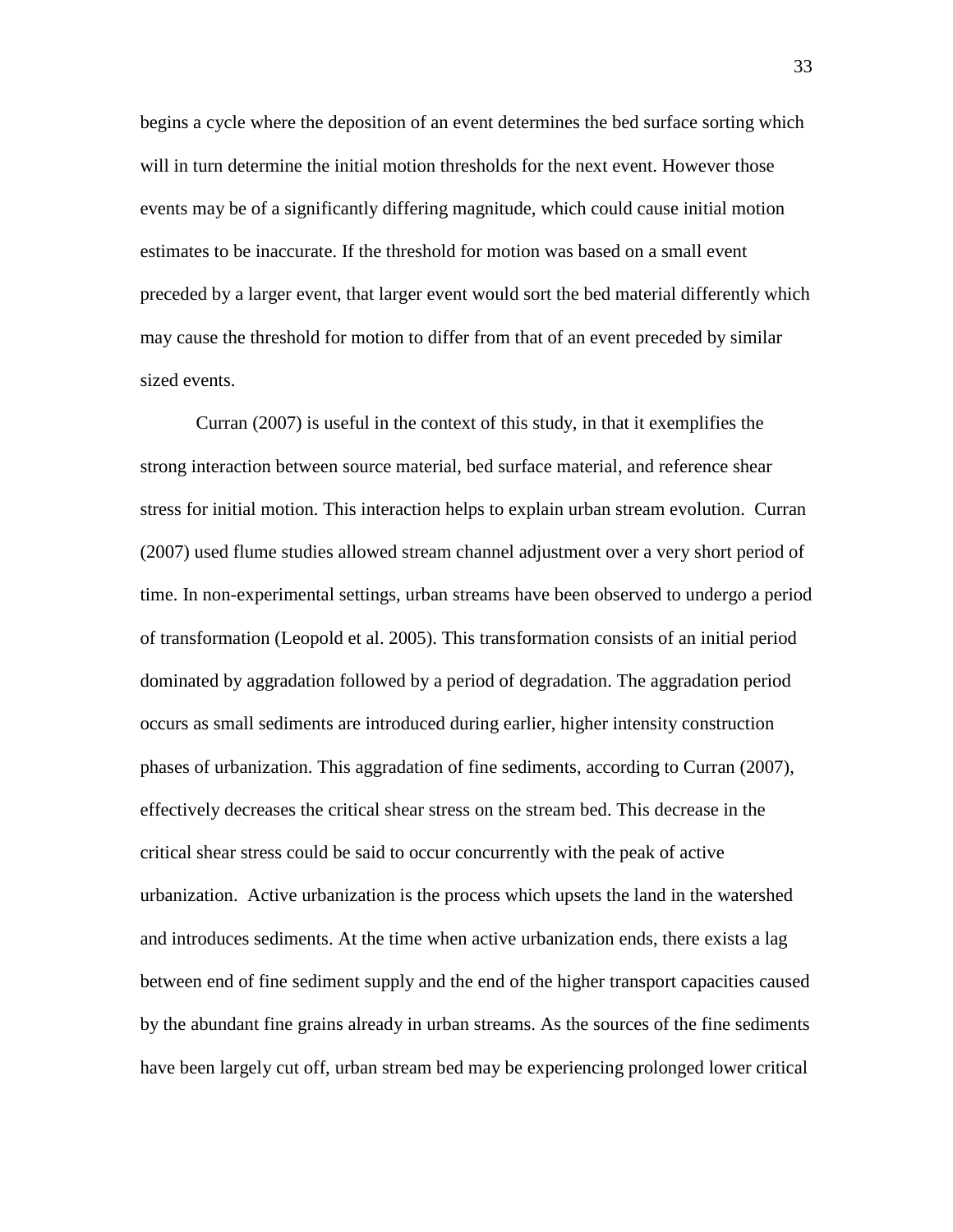begins a cycle where the deposition of an event determines the bed surface sorting which will in turn determine the initial motion thresholds for the next event. However those events may be of a significantly differing magnitude, which could cause initial motion estimates to be inaccurate. If the threshold for motion was based on a small event preceded by a larger event, that larger event would sort the bed material differently which may cause the threshold for motion to differ from that of an event preceded by similar sized events.

Curran (2007) is useful in the context of this study, in that it exemplifies the strong interaction between source material, bed surface material, and reference shear stress for initial motion. This interaction helps to explain urban stream evolution. Curran (2007) used flume studies allowed stream channel adjustment over a very short period of time. In non-experimental settings, urban streams have been observed to undergo a period of transformation (Leopold et al. 2005). This transformation consists of an initial period dominated by aggradation followed by a period of degradation. The aggradation period occurs as small sediments are introduced during earlier, higher intensity construction phases of urbanization. This aggradation of fine sediments, according to Curran (2007), effectively decreases the critical shear stress on the stream bed. This decrease in the critical shear stress could be said to occur concurrently with the peak of active urbanization. Active urbanization is the process which upsets the land in the watershed and introduces sediments. At the time when active urbanization ends, there exists a lag between end of fine sediment supply and the end of the higher transport capacities caused by the abundant fine grains already in urban streams. As the sources of the fine sediments have been largely cut off, urban stream bed may be experiencing prolonged lower critical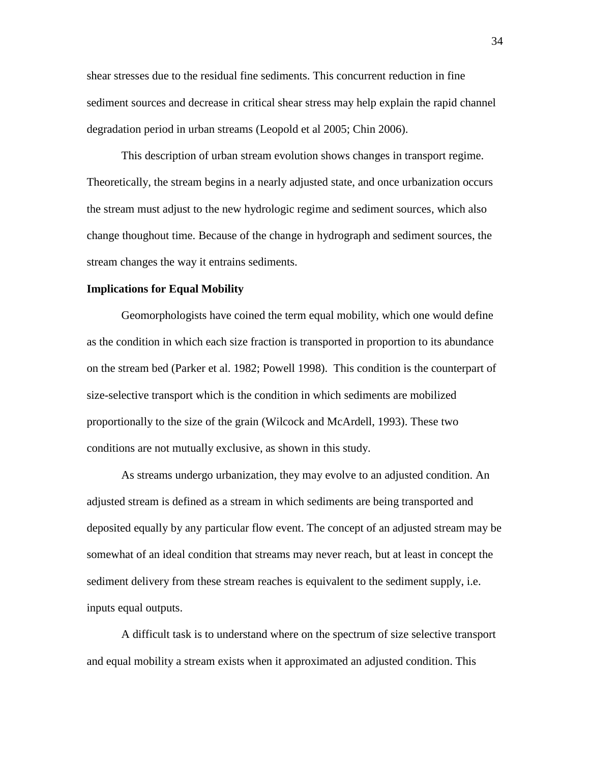shear stresses due to the residual fine sediments. This concurrent reduction in fine sediment sources and decrease in critical shear stress may help explain the rapid channel degradation period in urban streams (Leopold et al 2005; Chin 2006).

This description of urban stream evolution shows changes in transport regime. Theoretically, the stream begins in a nearly adjusted state, and once urbanization occurs the stream must adjust to the new hydrologic regime and sediment sources, which also change thoughout time. Because of the change in hydrograph and sediment sources, the stream changes the way it entrains sediments.

**Implications for Equal Mobility**

Geomorphologists have coined the term equal mobility, which one would define as the condition in which each size fraction is transported in proportion to its abundance on the stream bed (Parker et al. 1982; Powell 1998). This condition is the counterpart of size-selective transport which is the condition in which sediments are mobilized proportionally to the size of the grain (Wilcock and McArdell, 1993). These two conditions are not mutually exclusive, as shown in this study.

As streams undergo urbanization, they may evolve to an adjusted condition. An adjusted stream is defined as a stream in which sediments are being transported and deposited equally by any particular flow event. The concept of an adjusted stream may be somewhat of an ideal condition that streams may never reach, but at least in concept the sediment delivery from these stream reaches is equivalent to the sediment supply, i.e. inputs equal outputs.

A difficult task is to understand where on the spectrum of size selective transport and equal mobility a stream exists when it approximated an adjusted condition. This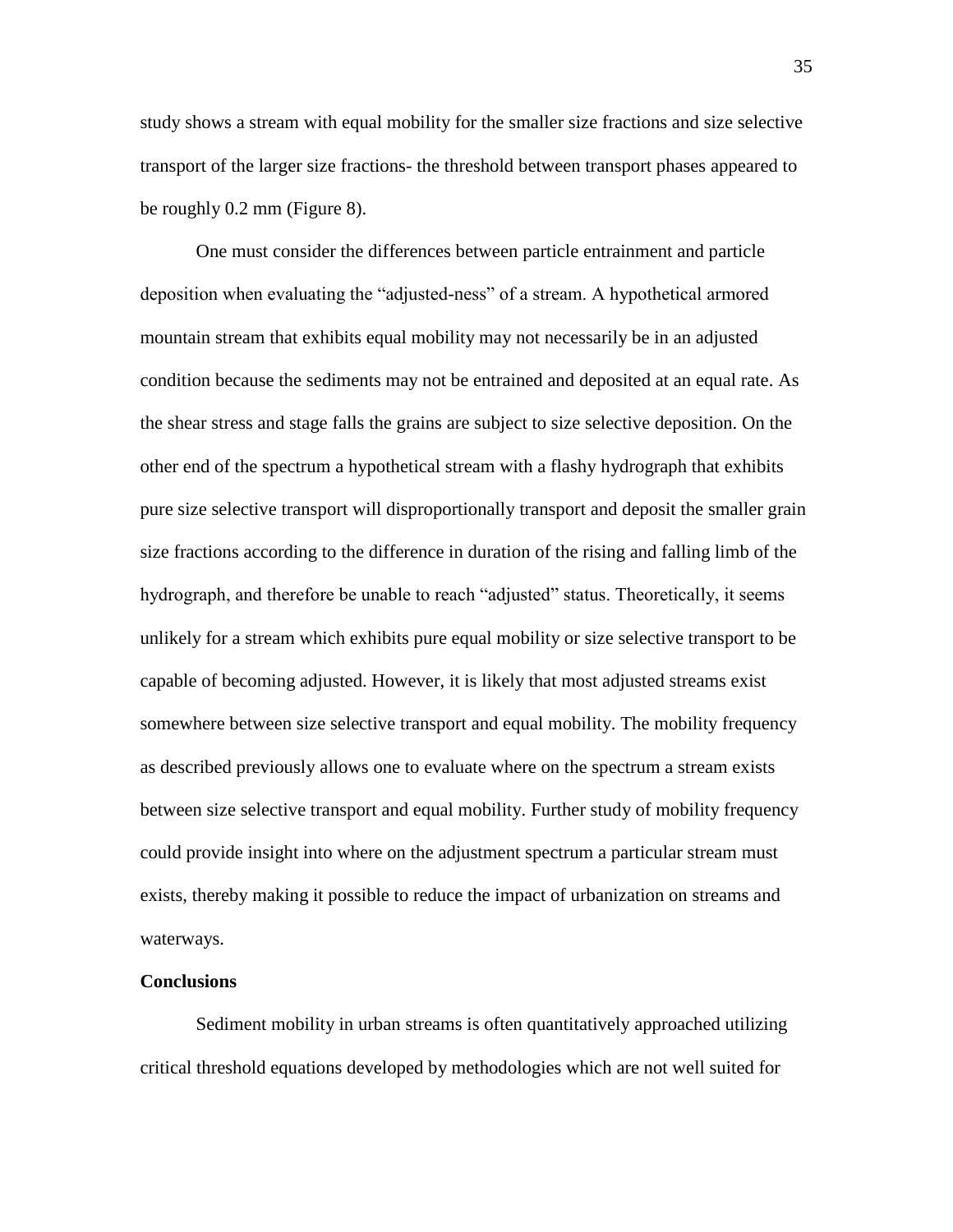study shows a stream with equal mobility for the smaller size fractions and size selective transport of the larger size fractions- the threshold between transport phases appeared to be roughly 0.2 mm (Figure 8).

One must consider the differences between particle entrainment and particle deposition when evaluating the "adjusted-ness" of a stream. A hypothetical armored mountain stream that exhibits equal mobility may not necessarily be in an adjusted condition because the sediments may not be entrained and deposited at an equal rate. As the shear stress and stage falls the grains are subject to size selective deposition. On the other end of the spectrum a hypothetical stream with a flashy hydrograph that exhibits pure size selective transport will disproportionally transport and deposit the smaller grain size fractions according to the difference in duration of the rising and falling limb of the hydrograph, and therefore be unable to reach "adjusted" status. Theoretically, it seems unlikely for a stream which exhibits pure equal mobility or size selective transport to be capable of becoming adjusted. However, it is likely that most adjusted streams exist somewhere between size selective transport and equal mobility. The mobility frequency as described previously allows one to evaluate where on the spectrum a stream exists between size selective transport and equal mobility. Further study of mobility frequency could provide insight into where on the adjustment spectrum a particular stream must exists, thereby making it possible to reduce the impact of urbanization on streams and waterways.

**Conclusions**

Sediment mobility in urban streams is often quantitatively approached utilizing critical threshold equations developed by methodologies which are not well suited for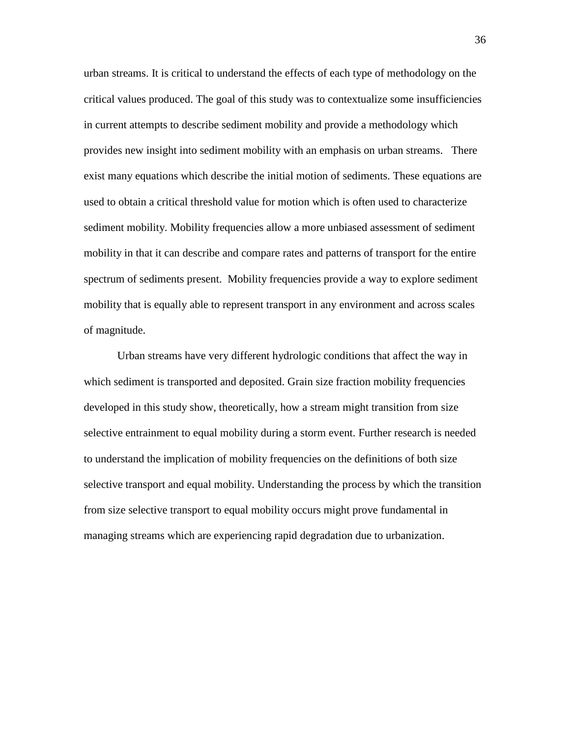urban streams. It is critical to understand the effects of each type of methodology on the critical values produced. The goal of this study was to contextualize some insufficiencies in current attempts to describe sediment mobility and provide a methodology which provides new insight into sediment mobility with an emphasis on urban streams. There exist many equations which describe the initial motion of sediments. These equations are used to obtain a critical threshold value for motion which is often used to characterize sediment mobility. Mobility frequencies allow a more unbiased assessment of sediment mobility in that it can describe and compare rates and patterns of transport for the entire spectrum of sediments present. Mobility frequencies provide a way to explore sediment mobility that is equally able to represent transport in any environment and across scales of magnitude.

Urban streams have very different hydrologic conditions that affect the way in which sediment is transported and deposited. Grain size fraction mobility frequencies developed in this study show, theoretically, how a stream might transition from size selective entrainment to equal mobility during a storm event. Further research is needed to understand the implication of mobility frequencies on the definitions of both size selective transport and equal mobility. Understanding the process by which the transition from size selective transport to equal mobility occurs might prove fundamental in managing streams which are experiencing rapid degradation due to urbanization.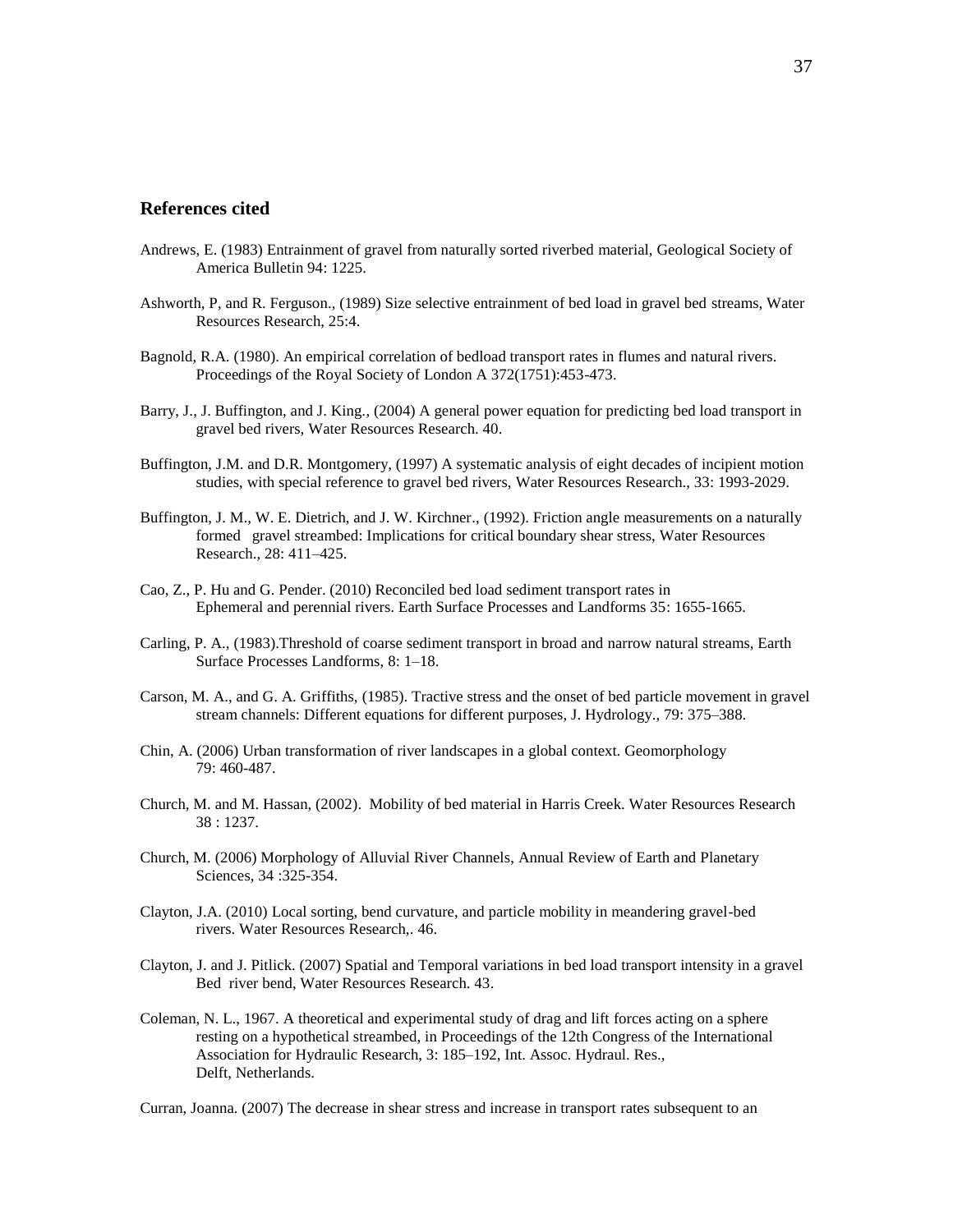## References cited

Andrews, E. (1983) Entrainment of gravel from naturally sorted riverbed material, Geological Society of America Bulletin 94: 1225.

Ashworth, P, and R. Ferguson., (1989) Size selective entrainment of bed load in gravel bed streams, Water Resources Research, 25:4.

Bagnold, R.A. (1980). An empirical correlation of bedload transport rates in flumes and natural rivers. Proceedings of the Royal Society of London A 372(1751):453-473.

Barry, J., J. Buffington, and J. King., (2004) A general power equation for predicting bed load transport in gravel bed rivers, Water Resources Research. 40.

Buffington, J.M. and D.R. Montgomery, (1997) A systematic analysis of eight decades of incipient motion studies, with special reference to gravel bed rivers, Water Resources Research., 33: 1993-2029.

Buffington, J. M., W. E. Dietrich, and J. W. Kirchner., (1992). Friction angle measurements on a naturally formed gravel streambed: Implications for critical boundary shear stress, Water Resources Research., 28: 411–425.

Cao, Z., P. Hu and G. Pender. (2010) Reconciled bed load sediment transport rates in Ephemeral and perennial rivers. Earth Surface Processes and Landforms 35: 1655-1665.

Carling, P. A., (1983).Threshold of coarse sediment transport in broad and narrow natural streams, Earth Surface Processes Landforms, 8: 1–18.

Carson, M. A., and G. A. Griffiths, (1985). Tractive stress and the onset of bed particle movement in gravel stream channels: Different equations for different purposes, J. Hydrology., 79: 375–388.

Chin, A. (2006) Urban transformation of river landscapes in a global context. Geomorphology 79: 460-487.

Church, M. and M. Hassan, (2002). Mobility of bed material in Harris Creek. Water Resources Research 38 : 1237.

Church, M. (2006) Morphology of Alluvial River Channels, Annual Review of Earth and Planetary Sciences, 34 :325-354.

Clayton, J.A. (2010) Local sorting, bend curvature, and particle mobility in meandering gravel-bed rivers. Water Resources Research,. 46.

Clayton, J. and J. Pitlick. (2007) Spatial and Temporal variations in bed load transport intensity in a gravel Bed river bend, Water Resources Research. 43.

Coleman, N. L., 1967. A theoretical and experimental study of drag and lift forces acting on a sphere resting on a hypothetical streambed, in Proceedings of the 12th Congress of the International Association for Hydraulic Research, 3: 185–192, Int. Assoc. Hydraul. Res., Delft, Netherlands.

Curran, Joanna. (2007) The decrease in shear stress and increase in transport rates subsequent to an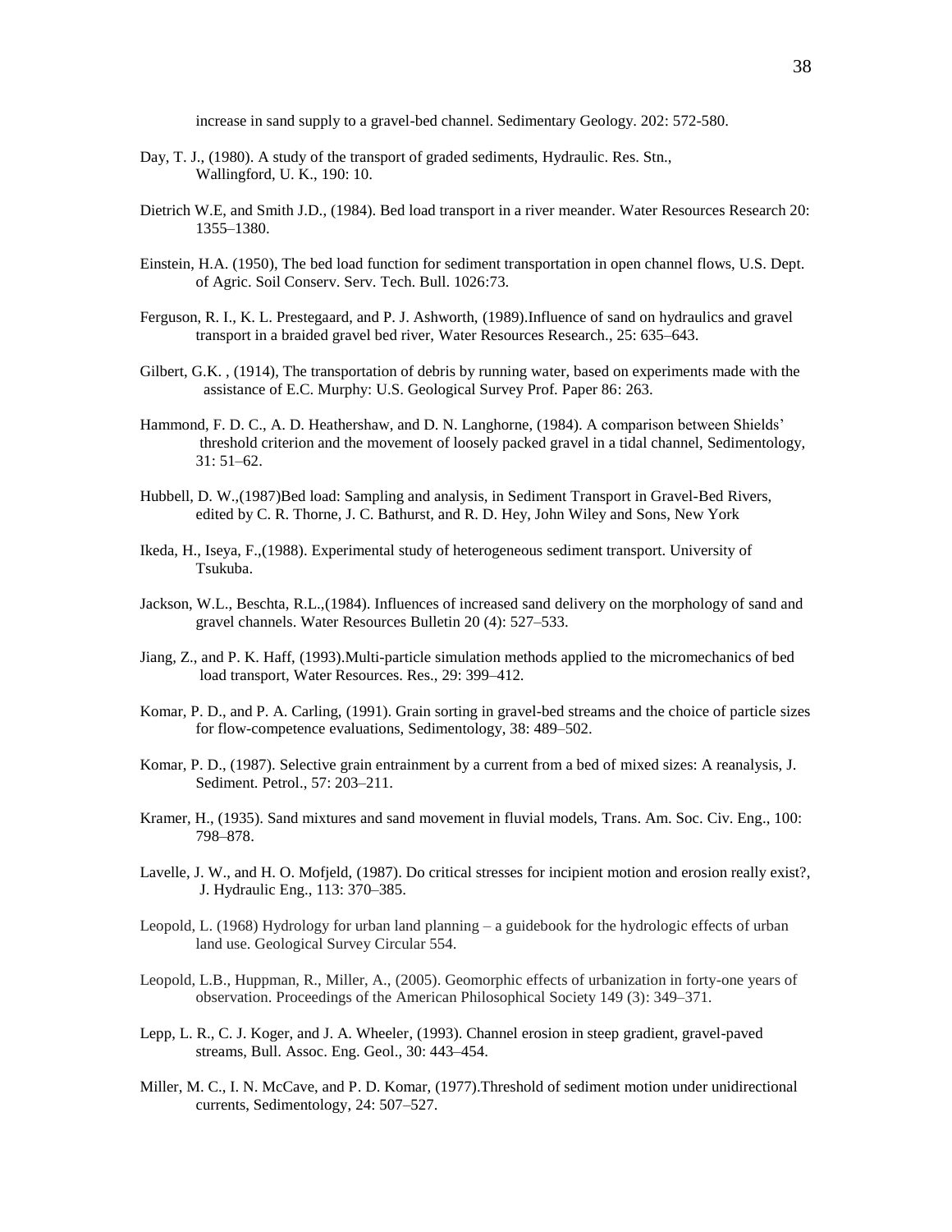increase in sand supply to a gravel-bed channel. Sedimentary Geology. 202: 572-580.

Day, T. J., (1980). A study of the transport of graded sediments, Hydraulic. Res. Stn., Wallingford, U. K., 190: 10.

Dietrich W.E, and Smith J.D., (1984). Bed load transport in a river meander. Water Resources Research 20: 1355–1380.

Einstein, H.A. (1950), The bed load function for sediment transportation in open channel flows, U.S. Dept. of Agric. Soil Conserv. Serv. Tech. Bull. 1026:73.

Ferguson, R. I., K. L. Prestegaard, and P. J. Ashworth, (1989).Influence of sand on hydraulics and gravel transport in a braided gravel bed river, Water Resources Research., 25: 635–643.

Gilbert, G.K. , (1914), The transportation of debris by running water, based on experiments made with the assistance of E.C. Murphy: U.S. Geological Survey Prof. Paper 86: 263.

Hammond, F. D. C., A. D. Heathershaw, and D. N. Langhorne, (1984). A comparison between Shields' threshold criterion and the movement of loosely packed gravel in a tidal channel, Sedimentology, 31: 51–62.

Hubbell, D. W.,(1987)Bed load: Sampling and analysis, in Sediment Transport in Gravel-Bed Rivers, edited by C. R. Thorne, J. C. Bathurst, and R. D. Hey, John Wiley and Sons, New York

Ikeda, H., Iseya, F.,(1988). Experimental study of heterogeneous sediment transport. University of Tsukuba.

Jackson, W.L., Beschta, R.L.,(1984). Influences of increased sand delivery on the morphology of sand and gravel channels. Water Resources Bulletin 20 (4): 527–533.

Jiang, Z., and P. K. Haff, (1993).Multi-particle simulation methods applied to the micromechanics of bed load transport, Water Resources. Res., 29: 399–412.

Komar, P. D., and P. A. Carling, (1991). Grain sorting in gravel-bed streams and the choice of particle sizes for flow-competence evaluations, Sedimentology, 38: 489–502.

Komar, P. D., (1987). Selective grain entrainment by a current from a bed of mixed sizes: A reanalysis, J. Sediment. Petrol., 57: 203–211.

Kramer, H., (1935). Sand mixtures and sand movement in fluvial models, Trans. Am. Soc. Civ. Eng., 100: 798–878.

Lavelle, J. W., and H. O. Mofjeld, (1987). Do critical stresses for incipient motion and erosion really exist?, J. Hydraulic Eng., 113: 370–385.

Leopold, L. (1968) Hydrology for urban land planning – a guidebook for the hydrologic effects of urban land use. Geological Survey Circular 554.

Leopold, L.B., Huppman, R., Miller, A., (2005). Geomorphic effects of urbanization in forty-one years of observation. Proceedings of the American Philosophical Society 149 (3): 349–371.

Lepp, L. R., C. J. Koger, and J. A. Wheeler, (1993). Channel erosion in steep gradient, gravel-paved streams, Bull. Assoc. Eng. Geol., 30: 443–454.

Miller, M. C., I. N. McCave, and P. D. Komar, (1977).Threshold of sediment motion under unidirectional currents, Sedimentology, 24: 507–527.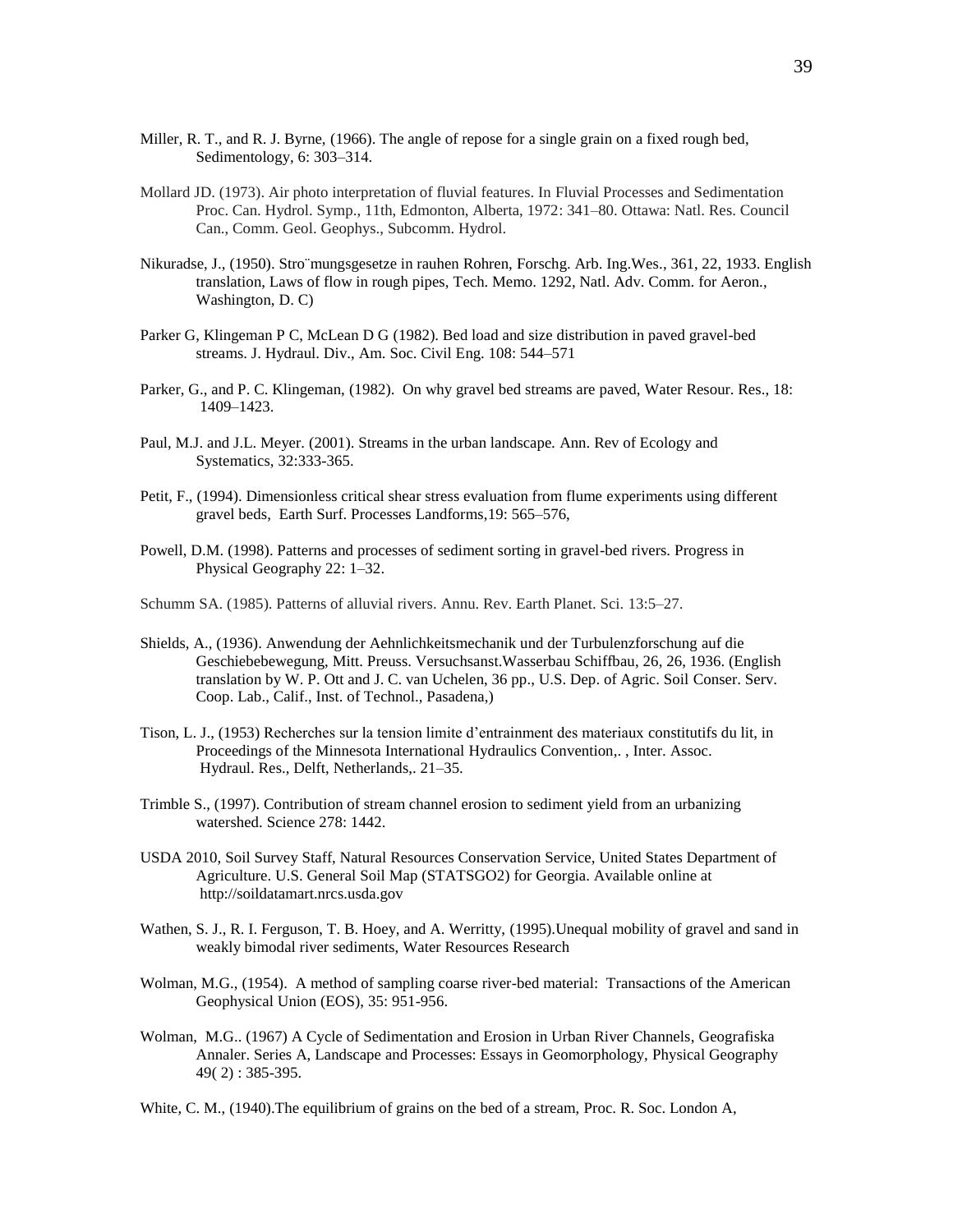Miller, R. T., and R. J. Byrne, (1966). The angle of repose for a single grain on a fixed rough bed, Sedimentology, 6: 303–314.

Mollard JD. (1973). Air photo interpretation of fluvial features. In Fluvial Processes and Sedimentation Proc. Can. Hydrol. Symp., 11th, Edmonton, Alberta, 1972: 341–80. Ottawa: Natl. Res. Council Can., Comm. Geol. Geophys., Subcomm. Hydrol.

Nikuradse, J., (1950). Stro¨mungsgesetze in rauhen Rohren, Forschg. Arb. Ing.Wes., 361, 22, 1933. English translation, Laws of flow in rough pipes, Tech. Memo. 1292, Natl. Adv. Comm. for Aeron., Washington, D. C)

Parker G, Klingeman P C, McLean D G (1982). Bed load and size distribution in paved gravel-bed streams. J. Hydraul. Div., Am. Soc. Civil Eng. 108: 544–571

Parker, G., and P. C. Klingeman, (1982). On why gravel bed streams are paved, Water Resour. Res., 18: 1409–1423.

Paul, M.J. and J.L. Meyer. (2001). Streams in the urban landscape. Ann. Rev of Ecology and Systematics, 32:333-365.

Petit, F., (1994). Dimensionless critical shear stress evaluation from flume experiments using different gravel beds, Earth Surf. Processes Landforms,19: 565–576,

Powell, D.M. (1998). Patterns and processes of sediment sorting in gravel-bed rivers. Progress in Physical Geography 22: 1–32.

Schumm SA. (1985). Patterns of alluvial rivers. Annu. Rev. Earth Planet. Sci. 13:5–27.

Shields, A., (1936). Anwendung der Aehnlichkeitsmechanik und der Turbulenzforschung auf die Geschiebebewegung, Mitt. Preuss. Versuchsanst.Wasserbau Schiffbau, 26, 26, 1936. (English translation by W. P. Ott and J. C. van Uchelen, 36 pp., U.S. Dep. of Agric. Soil Conser. Serv. Coop. Lab., Calif., Inst. of Technol., Pasadena,)

Tison, L. J., (1953) Recherches sur la tension limite d'entrainment des materiaux constitutifs du lit, in Proceedings of the Minnesota International Hydraulics Convention,. , Inter. Assoc. Hydraul. Res., Delft, Netherlands,. 21–35.

Trimble S., (1997). Contribution of stream channel erosion to sediment yield from an urbanizing watershed. Science 278: 1442.

USDA 2010, Soil Survey Staff, Natural Resources Conservation Service, United States Department of Agriculture. U.S. General Soil Map (STATSGO2) for Georgia. Available online at http://soildatamart.nrcs.usda.gov

Wathen, S. J., R. I. Ferguson, T. B. Hoey, and A. Werritty, (1995).Unequal mobility of gravel and sand in weakly bimodal river sediments, Water Resources Research

Wolman, M.G., (1954). A method of sampling coarse river-bed material: Transactions of the American Geophysical Union (EOS), 35: 951-956.

Wolman, M.G.. (1967) A Cycle of Sedimentation and Erosion in Urban River Channels, Geografiska Annaler. Series A, Landscape and Processes: Essays in Geomorphology, Physical Geography 49( 2) : 385-395.

White, C. M., (1940).The equilibrium of grains on the bed of a stream, Proc. R. Soc. London A,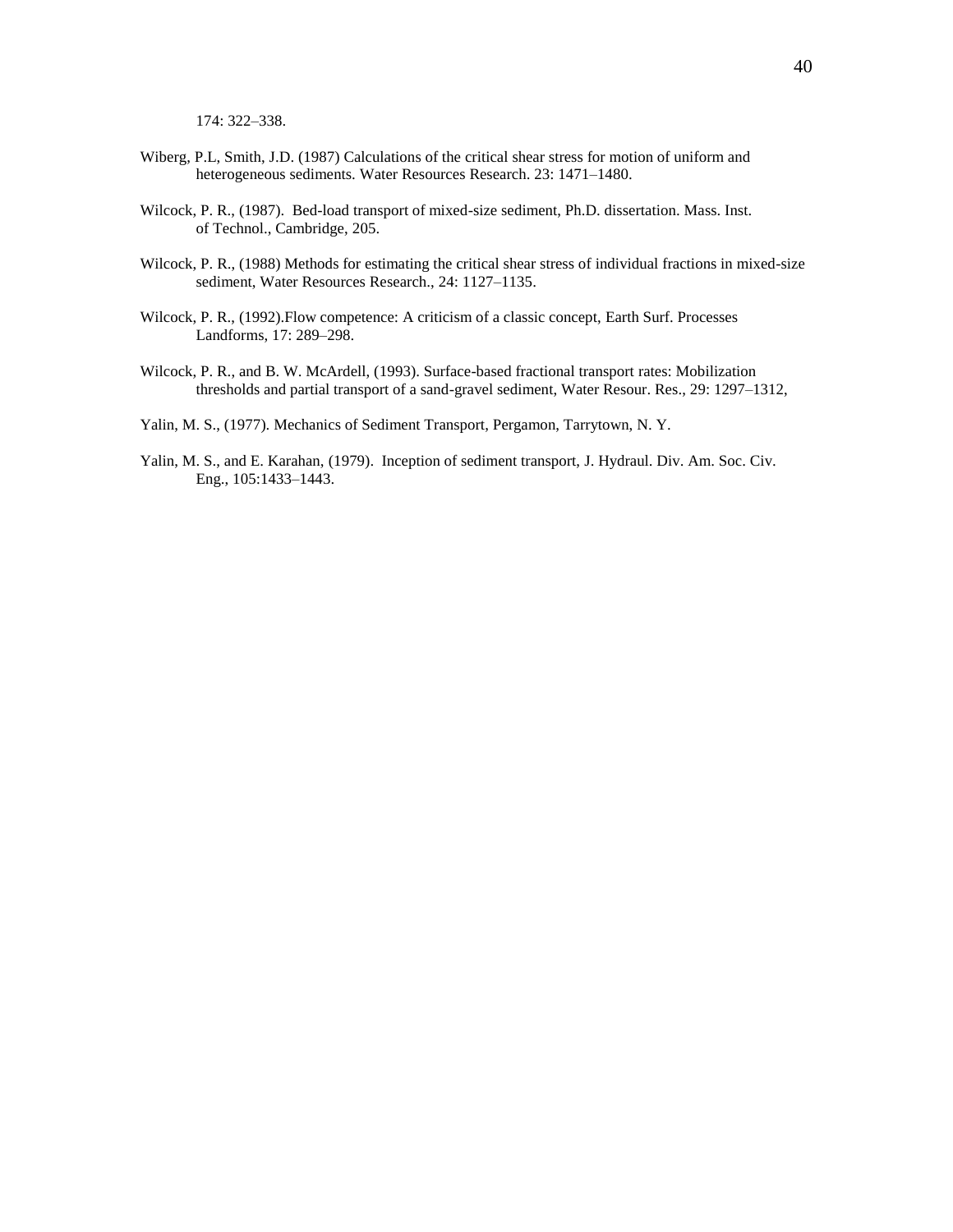174: 322–338.

Wiberg, P.L, Smith, J.D. (1987) Calculations of the critical shear stress for motion of uniform and heterogeneous sediments. Water Resources Research. 23: 1471–1480.

Wilcock, P. R., (1987). Bed-load transport of mixed-size sediment, Ph.D. dissertation. Mass. Inst. of Technol., Cambridge, 205.

Wilcock, P. R., (1988) Methods for estimating the critical shear stress of individual fractions in mixed-size sediment, Water Resources Research., 24: 1127–1135.

Wilcock, P. R., (1992).Flow competence: A criticism of a classic concept, Earth Surf. Processes Landforms, 17: 289–298.

Wilcock, P. R., and B. W. McArdell, (1993). Surface-based fractional transport rates: Mobilization thresholds and partial transport of a sand-gravel sediment, Water Resour. Res., 29: 1297–1312,

Yalin, M. S., (1977). Mechanics of Sediment Transport, Pergamon, Tarrytown, N. Y.

Yalin, M. S., and E. Karahan, (1979). Inception of sediment transport, J. Hydraul. Div. Am. Soc. Civ. Eng., 105:1433–1443.